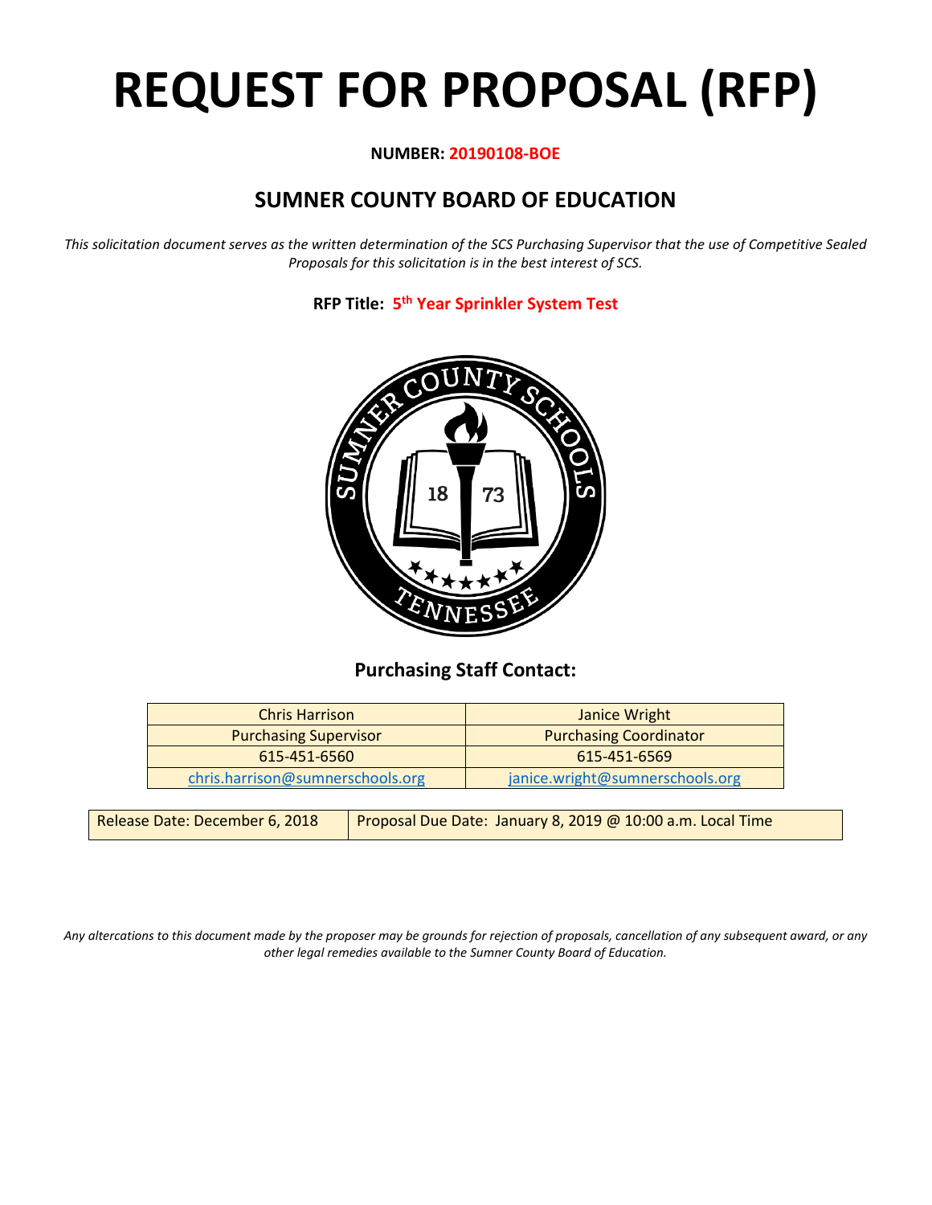# REQUEST FOR PROPOSAL (RFP)

**NUMBER: 20190108-BOE**

## SUMNER COUNTY BOARD OF EDUCATION

*This solicitation document serves as the written determination of the SCS Purchasing Supervisor that the use of Competitive Sealed Proposals for this solicitation is in the best interest of SCS.*

**RFP Title: 5th Year Sprinkler System Test**

### Purchasing Staff Contact:

| Chris Harrison | Janice Wright |
|---|---|
| Purchasing Supervisor | Purchasing Coordinator |
| 615-451-6560 | 615-451-6569 |
| chris.harrison@sumnerschools.org | janice.wright@sumnerschools.org |

| Release Date: December 6, 2018 | Proposal Due Date: January 8, 2019 @ 10:00 a.m. Local Time |
|---|---|

*Any altercations to this document made by the proposer may be grounds for rejection of proposals, cancellation of any subsequent award, or any other legal remedies available to the Sumner County Board of Education.*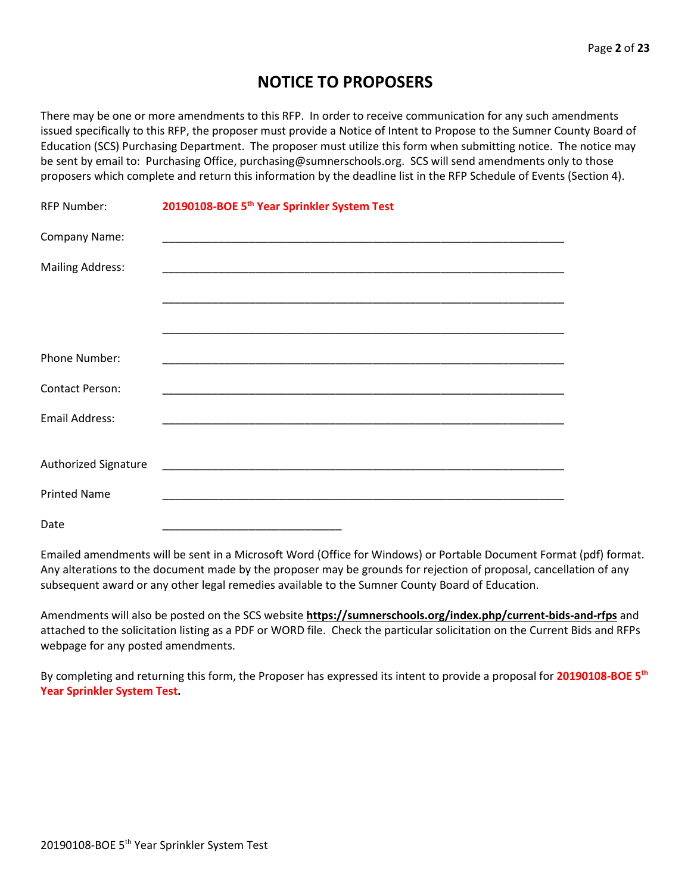# NOTICE TO PROPOSERS

There may be one or more amendments to this RFP. In order to receive communication for any such amendments issued specifically to this RFP, the proposer must provide a Notice of Intent to Propose to the Sumner County Board of Education (SCS) Purchasing Department. The proposer must utilize this form when submitting notice. The notice may be sent by email to: Purchasing Office, purchasing@sumnerschools.org. SCS will send amendments only to those proposers which complete and return this information by the deadline list in the RFP Schedule of Events (Section 4).

RFP Number: **20190108-BOE 5th Year Sprinkler System Test**

Company Name: ____________________________________________________________

Mailing Address: ____________________________________________________________

____________________________________________________________

____________________________________________________________

Phone Number: ____________________________________________________________

Contact Person: ____________________________________________________________

Email Address: ____________________________________________________________

Authorized Signature ____________________________________________________________

Printed Name ____________________________________________________________

Date ____________________________

Emailed amendments will be sent in a Microsoft Word (Office for Windows) or Portable Document Format (pdf) format. Any alterations to the document made by the proposer may be grounds for rejection of proposal, cancellation of any subsequent award or any other legal remedies available to the Sumner County Board of Education.

Amendments will also be posted on the SCS website **https://sumnerschools.org/index.php/current-bids-and-rfps** and attached to the solicitation listing as a PDF or WORD file. Check the particular solicitation on the Current Bids and RFPs webpage for any posted amendments.

By completing and returning this form, the Proposer has expressed its intent to provide a proposal for **20190108-BOE 5th Year Sprinkler System Test.**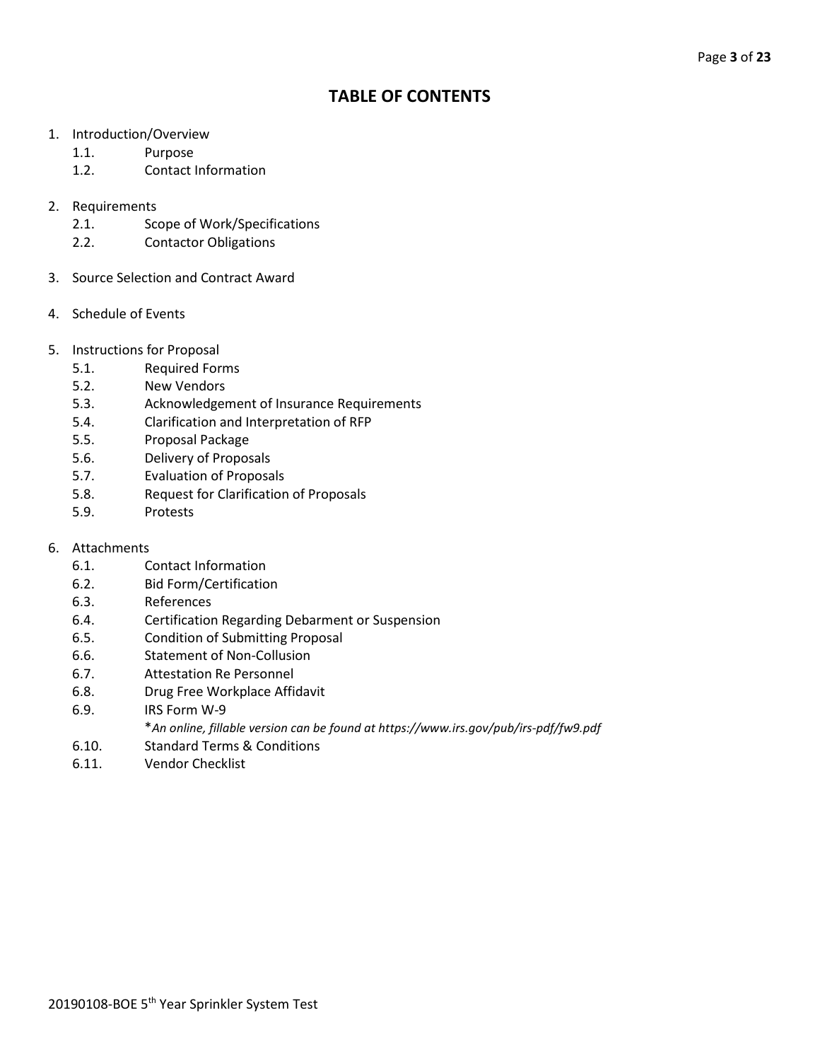# TABLE OF CONTENTS

1. Introduction/Overview
    - 1.1. Purpose
    - 1.2. Contact Information

2. Requirements
    - 2.1. Scope of Work/Specifications
    - 2.2. Contactor Obligations

3. Source Selection and Contract Award

4. Schedule of Events

5. Instructions for Proposal
    - 5.1. Required Forms
    - 5.2. New Vendors
    - 5.3. Acknowledgement of Insurance Requirements
    - 5.4. Clarification and Interpretation of RFP
    - 5.5. Proposal Package
    - 5.6. Delivery of Proposals
    - 5.7. Evaluation of Proposals
    - 5.8. Request for Clarification of Proposals
    - 5.9. Protests

6. Attachments
    - 6.1. Contact Information
    - 6.2. Bid Form/Certification
    - 6.3. References
    - 6.4. Certification Regarding Debarment or Suspension
    - 6.5. Condition of Submitting Proposal
    - 6.6. Statement of Non-Collusion
    - 6.7. Attestation Re Personnel
    - 6.8. Drug Free Workplace Affidavit
    - 6.9. IRS Form W-9
      *\*An online, fillable version can be found at https://www.irs.gov/pub/irs-pdf/fw9.pdf*
    - 6.10. Standard Terms & Conditions
    - 6.11. Vendor Checklist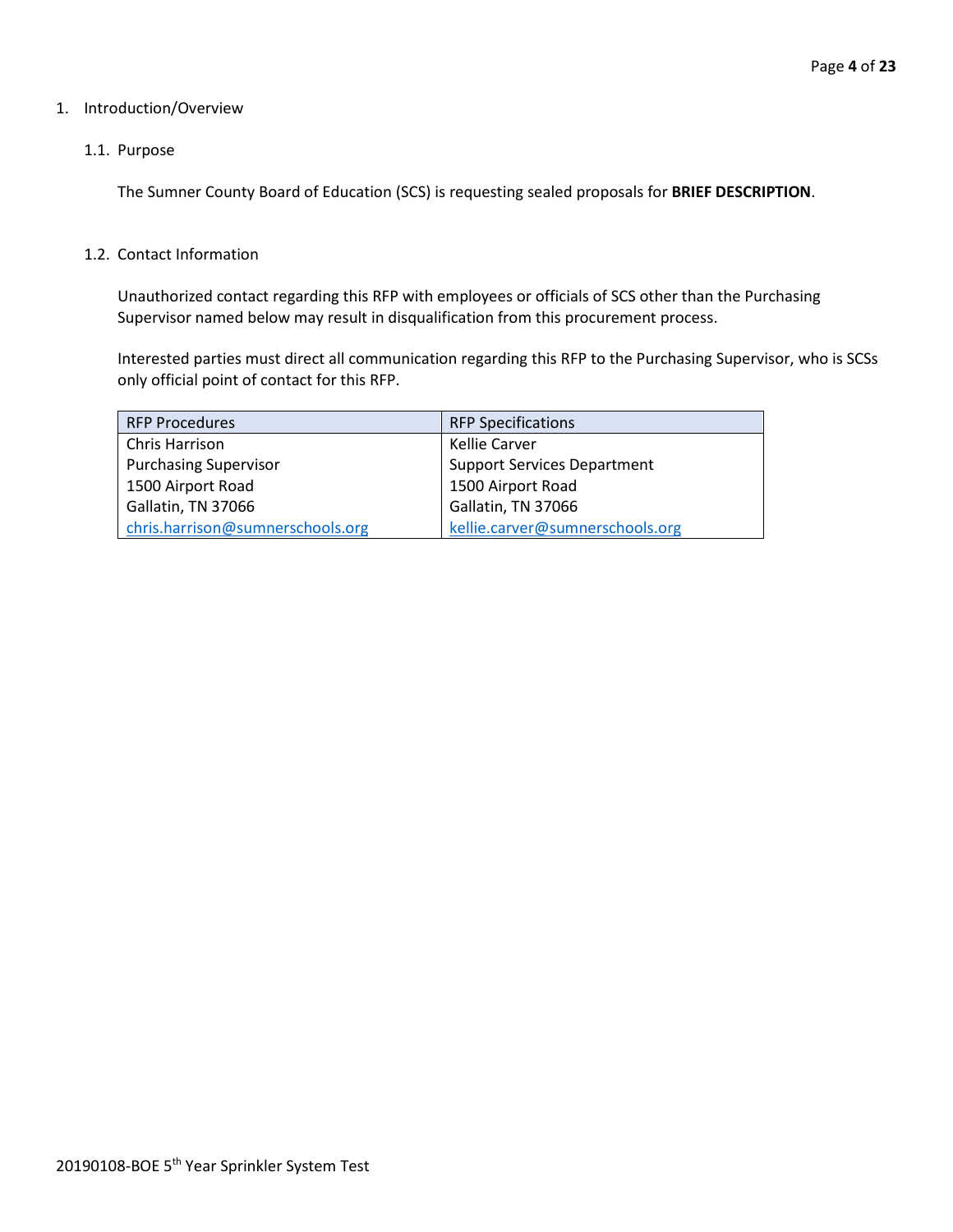# 1. Introduction/Overview

## 1.1. Purpose

The Sumner County Board of Education (SCS) is requesting sealed proposals for **BRIEF DESCRIPTION**.

## 1.2. Contact Information

Unauthorized contact regarding this RFP with employees or officials of SCS other than the Purchasing Supervisor named below may result in disqualification from this procurement process.

Interested parties must direct all communication regarding this RFP to the Purchasing Supervisor, who is SCSs only official point of contact for this RFP.

| RFP Procedures | RFP Specifications |
| --- | --- |
| Chris Harrison | Kellie Carver |
| Purchasing Supervisor | Support Services Department |
| 1500 Airport Road | 1500 Airport Road |
| Gallatin, TN 37066 | Gallatin, TN 37066 |
| chris.harrison@sumnerschools.org | kellie.carver@sumnerschools.org |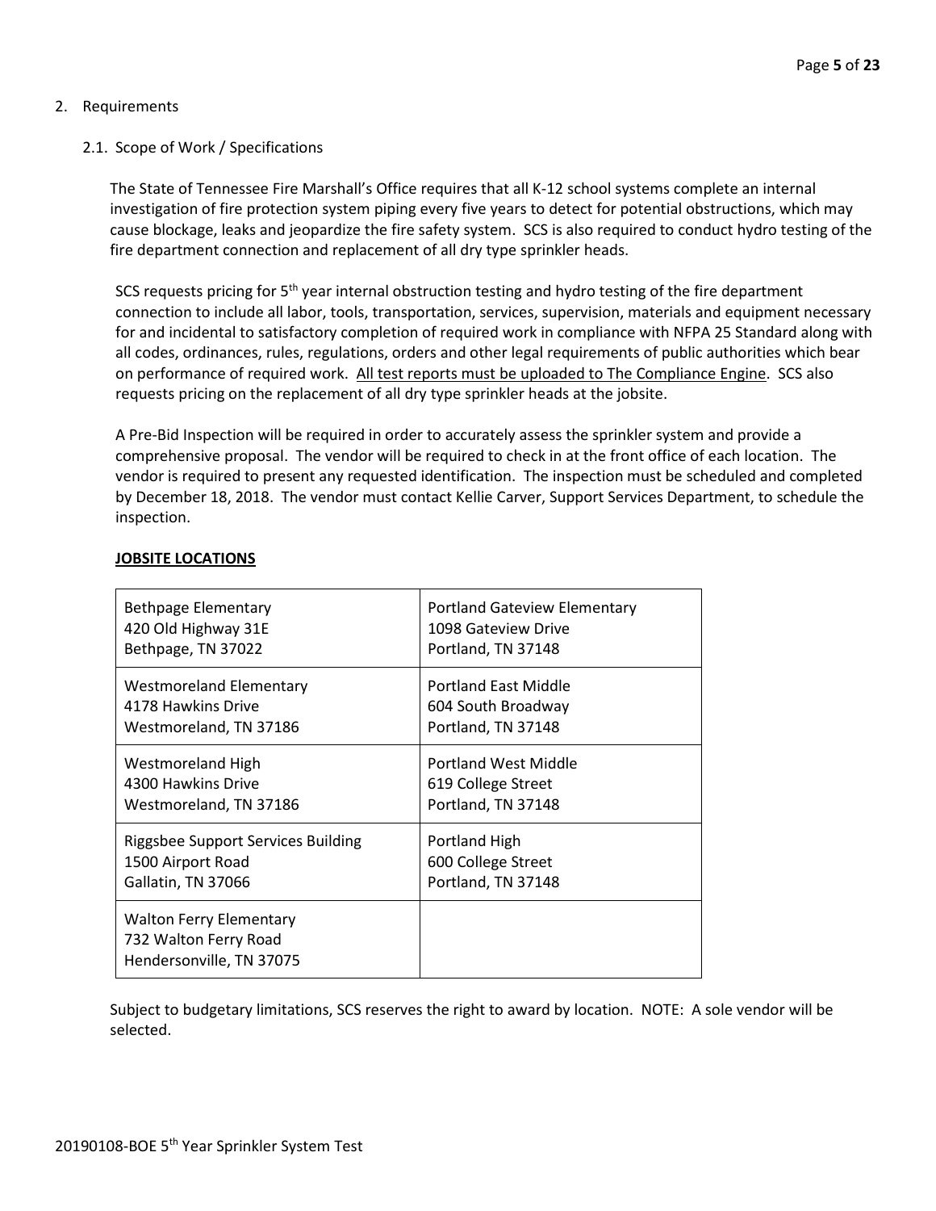## 2. Requirements

### 2.1. Scope of Work / Specifications

The State of Tennessee Fire Marshall's Office requires that all K-12 school systems complete an internal investigation of fire protection system piping every five years to detect for potential obstructions, which may cause blockage, leaks and jeopardize the fire safety system. SCS is also required to conduct hydro testing of the fire department connection and replacement of all dry type sprinkler heads.

SCS requests pricing for 5th year internal obstruction testing and hydro testing of the fire department connection to include all labor, tools, transportation, services, supervision, materials and equipment necessary for and incidental to satisfactory completion of required work in compliance with NFPA 25 Standard along with all codes, ordinances, rules, regulations, orders and other legal requirements of public authorities which bear on performance of required work. <u>All test reports must be uploaded to The Compliance Engine</u>. SCS also requests pricing on the replacement of all dry type sprinkler heads at the jobsite.

A Pre-Bid Inspection will be required in order to accurately assess the sprinkler system and provide a comprehensive proposal. The vendor will be required to check in at the front office of each location. The vendor is required to present any requested identification. The inspection must be scheduled and completed by December 18, 2018. The vendor must contact Kellie Carver, Support Services Department, to schedule the inspection.

**<u>JOBSITE LOCATIONS</u>**

| | |
|---|---|
| Bethpage Elementary<br>420 Old Highway 31E<br>Bethpage, TN 37022 | Portland Gateview Elementary<br>1098 Gateview Drive<br>Portland, TN 37148 |
| Westmoreland Elementary<br>4178 Hawkins Drive<br>Westmoreland, TN 37186 | Portland East Middle<br>604 South Broadway<br>Portland, TN 37148 |
| Westmoreland High<br>4300 Hawkins Drive<br>Westmoreland, TN 37186 | Portland West Middle<br>619 College Street<br>Portland, TN 37148 |
| Riggsbee Support Services Building<br>1500 Airport Road<br>Gallatin, TN 37066 | Portland High<br>600 College Street<br>Portland, TN 37148 |
| Walton Ferry Elementary<br>732 Walton Ferry Road<br>Hendersonville, TN 37075 | |

Subject to budgetary limitations, SCS reserves the right to award by location. NOTE: A sole vendor will be selected.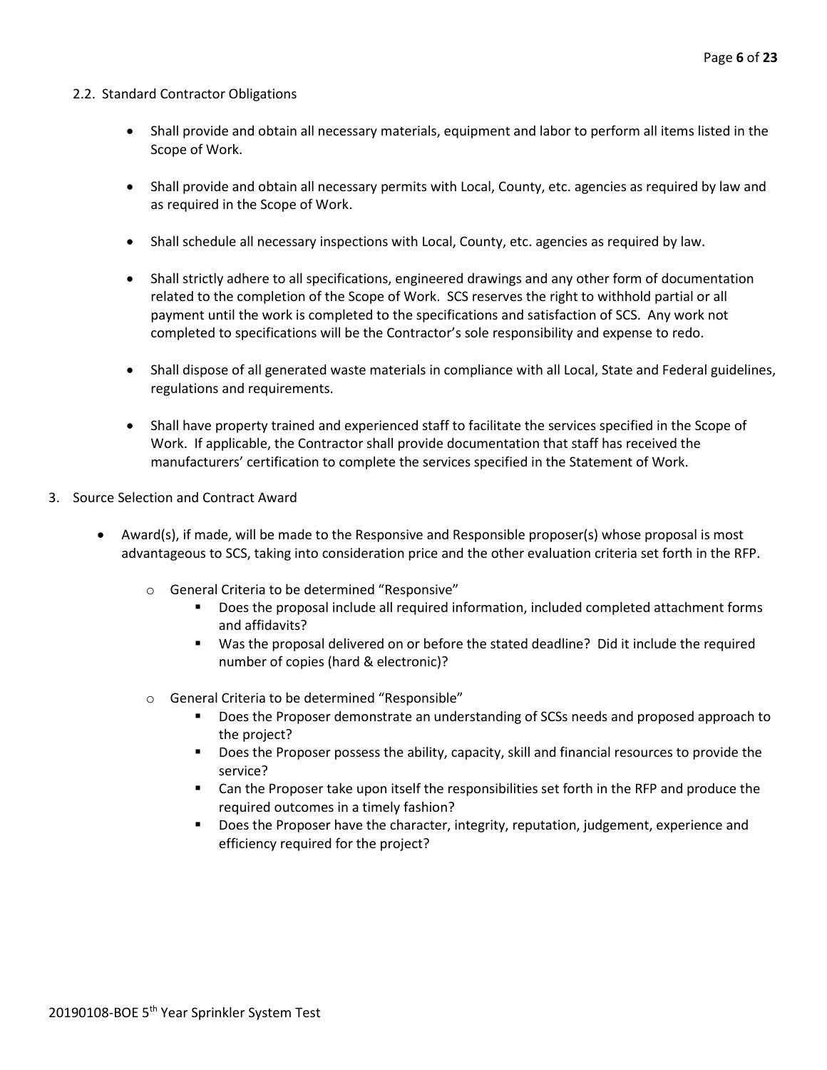### 2.2. Standard Contractor Obligations

- Shall provide and obtain all necessary materials, equipment and labor to perform all items listed in the Scope of Work.
- Shall provide and obtain all necessary permits with Local, County, etc. agencies as required by law and as required in the Scope of Work.
- Shall schedule all necessary inspections with Local, County, etc. agencies as required by law.
- Shall strictly adhere to all specifications, engineered drawings and any other form of documentation related to the completion of the Scope of Work. SCS reserves the right to withhold partial or all payment until the work is completed to the specifications and satisfaction of SCS. Any work not completed to specifications will be the Contractor's sole responsibility and expense to redo.
- Shall dispose of all generated waste materials in compliance with all Local, State and Federal guidelines, regulations and requirements.
- Shall have property trained and experienced staff to facilitate the services specified in the Scope of Work. If applicable, the Contractor shall provide documentation that staff has received the manufacturers' certification to complete the services specified in the Statement of Work.

## 3. Source Selection and Contract Award

- Award(s), if made, will be made to the Responsive and Responsible proposer(s) whose proposal is most advantageous to SCS, taking into consideration price and the other evaluation criteria set forth in the RFP.
  - General Criteria to be determined "Responsive"
    - Does the proposal include all required information, included completed attachment forms and affidavits?
    - Was the proposal delivered on or before the stated deadline? Did it include the required number of copies (hard & electronic)?
  - General Criteria to be determined "Responsible"
    - Does the Proposer demonstrate an understanding of SCSs needs and proposed approach to the project?
    - Does the Proposer possess the ability, capacity, skill and financial resources to provide the service?
    - Can the Proposer take upon itself the responsibilities set forth in the RFP and produce the required outcomes in a timely fashion?
    - Does the Proposer have the character, integrity, reputation, judgement, experience and efficiency required for the project?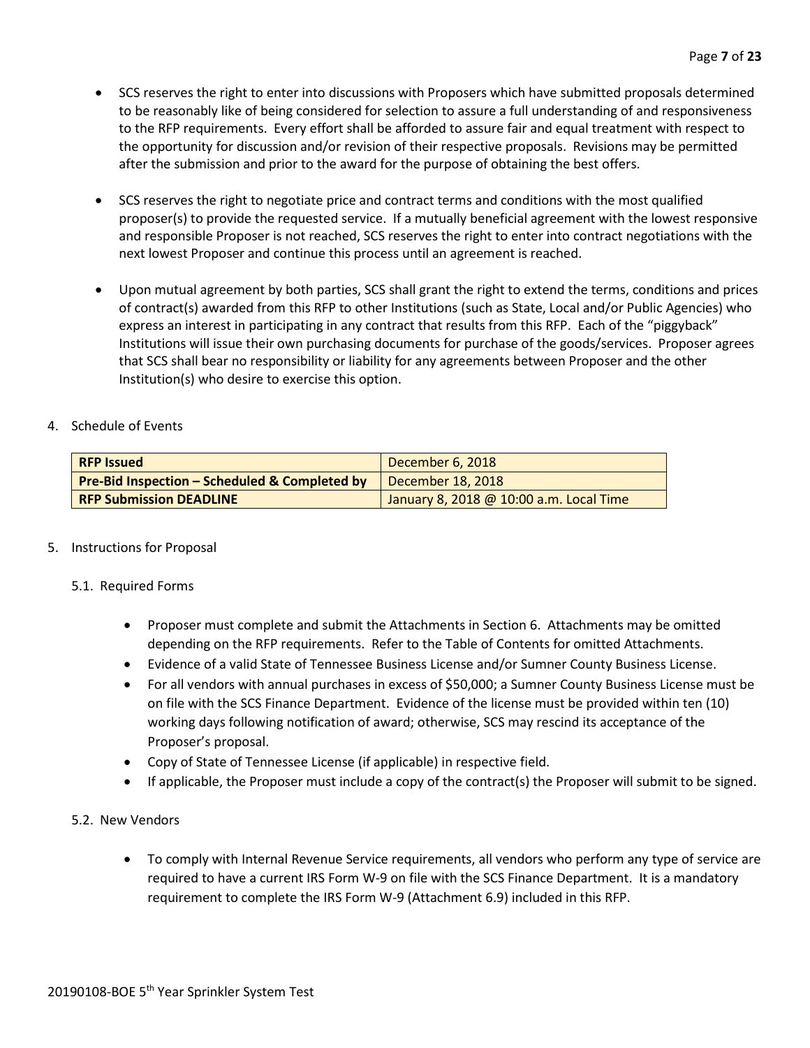- SCS reserves the right to enter into discussions with Proposers which have submitted proposals determined to be reasonably like of being considered for selection to assure a full understanding of and responsiveness to the RFP requirements. Every effort shall be afforded to assure fair and equal treatment with respect to the opportunity for discussion and/or revision of their respective proposals. Revisions may be permitted after the submission and prior to the award for the purpose of obtaining the best offers.

- SCS reserves the right to negotiate price and contract terms and conditions with the most qualified proposer(s) to provide the requested service. If a mutually beneficial agreement with the lowest responsive and responsible Proposer is not reached, SCS reserves the right to enter into contract negotiations with the next lowest Proposer and continue this process until an agreement is reached.

- Upon mutual agreement by both parties, SCS shall grant the right to extend the terms, conditions and prices of contract(s) awarded from this RFP to other Institutions (such as State, Local and/or Public Agencies) who express an interest in participating in any contract that results from this RFP. Each of the "piggyback" Institutions will issue their own purchasing documents for purchase of the goods/services. Proposer agrees that SCS shall bear no responsibility or liability for any agreements between Proposer and the other Institution(s) who desire to exercise this option.

4. Schedule of Events

| **RFP Issued** | December 6, 2018 |
|---|---|
| **Pre-Bid Inspection – Scheduled & Completed by** | December 18, 2018 |
| **RFP Submission DEADLINE** | January 8, 2018 @ 10:00 a.m. Local Time |

5. Instructions for Proposal

5.1. Required Forms

- Proposer must complete and submit the Attachments in Section 6. Attachments may be omitted depending on the RFP requirements. Refer to the Table of Contents for omitted Attachments.
- Evidence of a valid State of Tennessee Business License and/or Sumner County Business License.
- For all vendors with annual purchases in excess of $50,000; a Sumner County Business License must be on file with the SCS Finance Department. Evidence of the license must be provided within ten (10) working days following notification of award; otherwise, SCS may rescind its acceptance of the Proposer's proposal.
- Copy of State of Tennessee License (if applicable) in respective field.
- If applicable, the Proposer must include a copy of the contract(s) the Proposer will submit to be signed.

5.2. New Vendors

- To comply with Internal Revenue Service requirements, all vendors who perform any type of service are required to have a current IRS Form W-9 on file with the SCS Finance Department. It is a mandatory requirement to complete the IRS Form W-9 (Attachment 6.9) included in this RFP.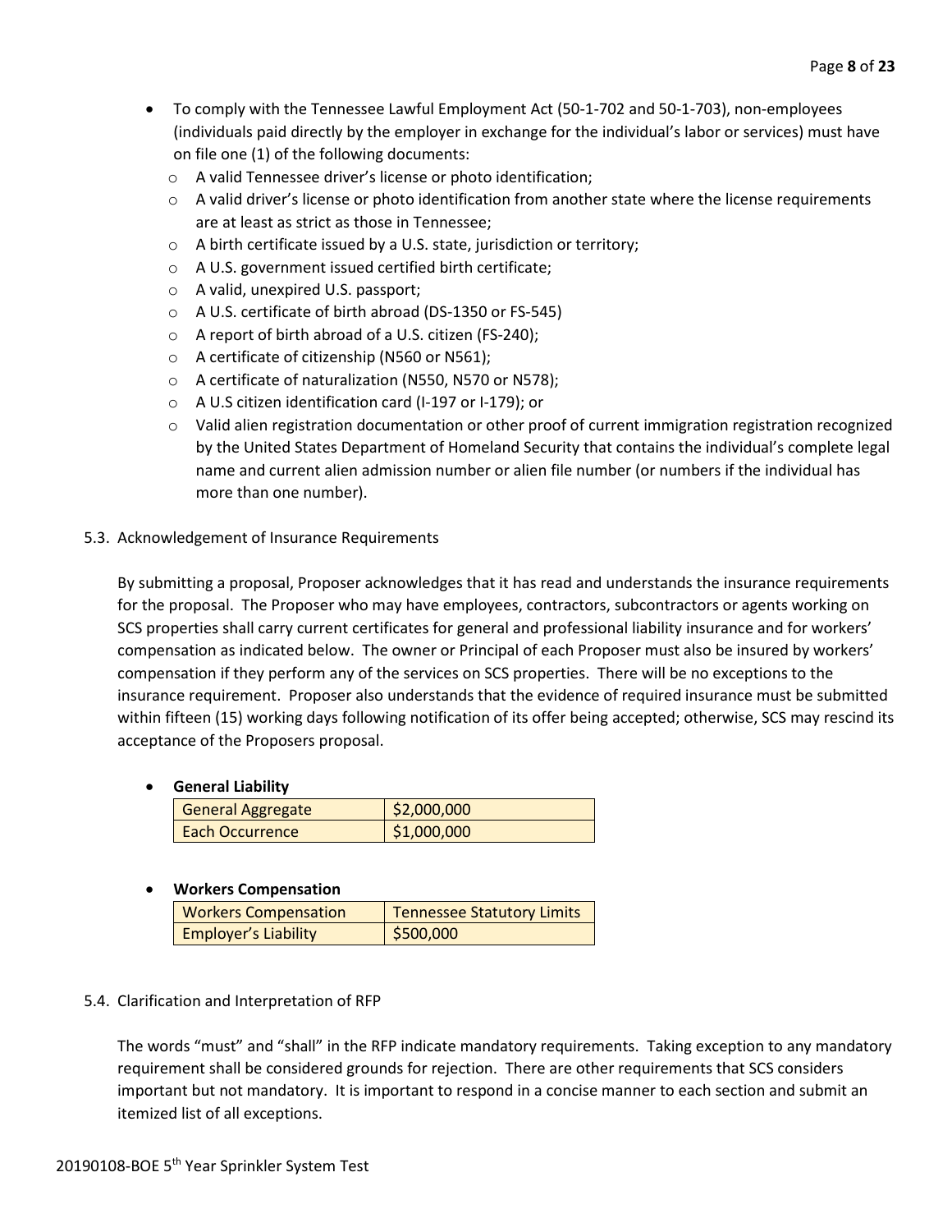- To comply with the Tennessee Lawful Employment Act (50-1-702 and 50-1-703), non-employees (individuals paid directly by the employer in exchange for the individual's labor or services) must have on file one (1) of the following documents:
  - A valid Tennessee driver's license or photo identification;
  - A valid driver's license or photo identification from another state where the license requirements are at least as strict as those in Tennessee;
  - A birth certificate issued by a U.S. state, jurisdiction or territory;
  - A U.S. government issued certified birth certificate;
  - A valid, unexpired U.S. passport;
  - A U.S. certificate of birth abroad (DS-1350 or FS-545)
  - A report of birth abroad of a U.S. citizen (FS-240);
  - A certificate of citizenship (N560 or N561);
  - A certificate of naturalization (N550, N570 or N578);
  - A U.S citizen identification card (I-197 or I-179); or
  - Valid alien registration documentation or other proof of current immigration registration recognized by the United States Department of Homeland Security that contains the individual's complete legal name and current alien admission number or alien file number (or numbers if the individual has more than one number).

5.3. Acknowledgement of Insurance Requirements

By submitting a proposal, Proposer acknowledges that it has read and understands the insurance requirements for the proposal. The Proposer who may have employees, contractors, subcontractors or agents working on SCS properties shall carry current certificates for general and professional liability insurance and for workers' compensation as indicated below. The owner or Principal of each Proposer must also be insured by workers' compensation if they perform any of the services on SCS properties. There will be no exceptions to the insurance requirement. Proposer also understands that the evidence of required insurance must be submitted within fifteen (15) working days following notification of its offer being accepted; otherwise, SCS may rescind its acceptance of the Proposers proposal.

- **General Liability**

| General Aggregate | $2,000,000 |
|---|---|
| Each Occurrence | $1,000,000 |

- **Workers Compensation**

| Workers Compensation | Tennessee Statutory Limits |
|---|---|
| Employer's Liability | $500,000 |

5.4. Clarification and Interpretation of RFP

The words "must" and "shall" in the RFP indicate mandatory requirements. Taking exception to any mandatory requirement shall be considered grounds for rejection. There are other requirements that SCS considers important but not mandatory. It is important to respond in a concise manner to each section and submit an itemized list of all exceptions.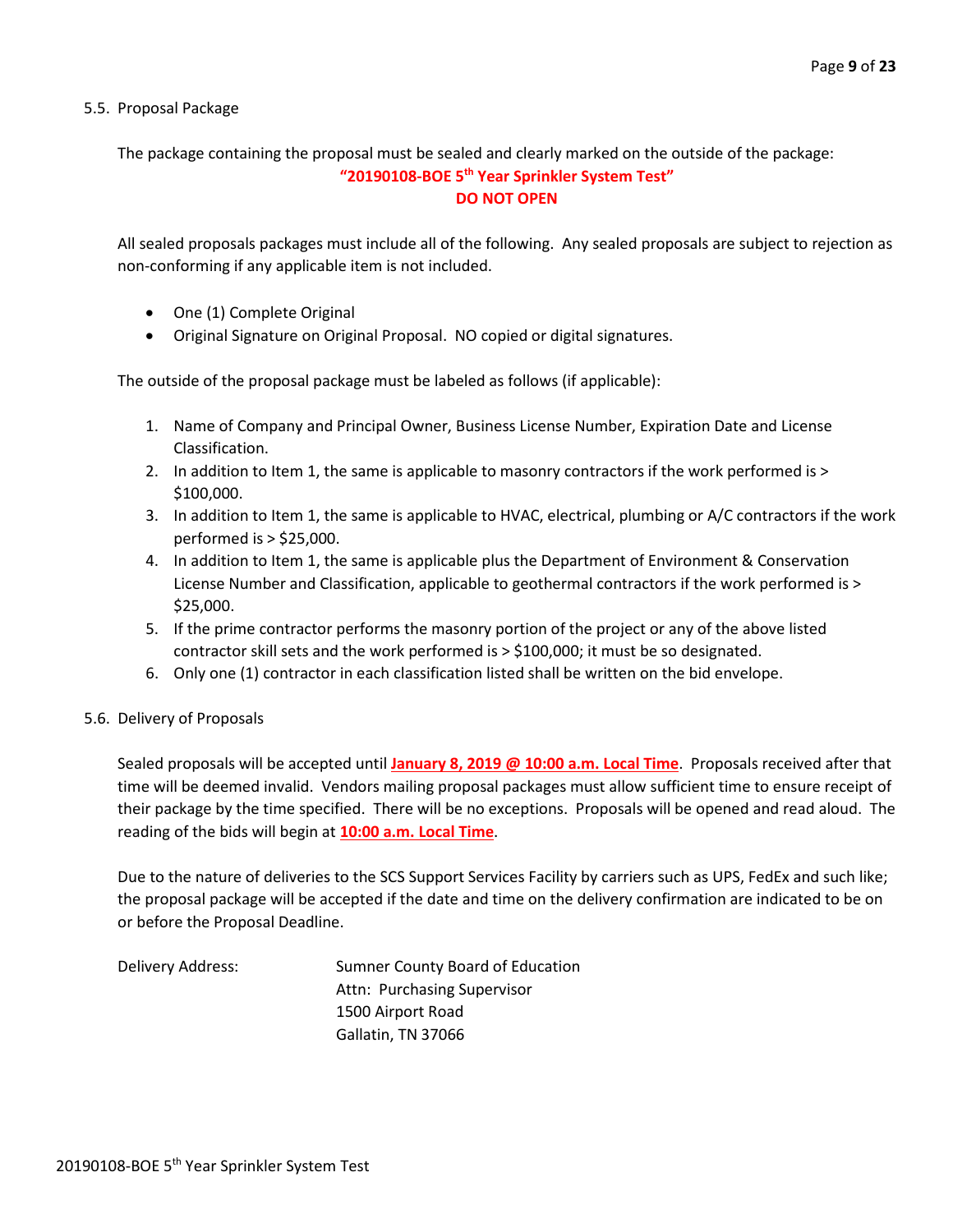## 5.5. Proposal Package

The package containing the proposal must be sealed and clearly marked on the outside of the package:

**"20190108-BOE 5th Year Sprinkler System Test"**

**DO NOT OPEN**

All sealed proposals packages must include all of the following. Any sealed proposals are subject to rejection as non-conforming if any applicable item is not included.

- One (1) Complete Original
- Original Signature on Original Proposal. NO copied or digital signatures.

The outside of the proposal package must be labeled as follows (if applicable):

1. Name of Company and Principal Owner, Business License Number, Expiration Date and License Classification.
2. In addition to Item 1, the same is applicable to masonry contractors if the work performed is > $100,000.
3. In addition to Item 1, the same is applicable to HVAC, electrical, plumbing or A/C contractors if the work performed is > $25,000.
4. In addition to Item 1, the same is applicable plus the Department of Environment & Conservation License Number and Classification, applicable to geothermal contractors if the work performed is > $25,000.
5. If the prime contractor performs the masonry portion of the project or any of the above listed contractor skill sets and the work performed is > $100,000; it must be so designated.
6. Only one (1) contractor in each classification listed shall be written on the bid envelope.

## 5.6. Delivery of Proposals

Sealed proposals will be accepted until **January 8, 2019 @ 10:00 a.m. Local Time**. Proposals received after that time will be deemed invalid. Vendors mailing proposal packages must allow sufficient time to ensure receipt of their package by the time specified. There will be no exceptions. Proposals will be opened and read aloud. The reading of the bids will begin at **10:00 a.m. Local Time**.

Due to the nature of deliveries to the SCS Support Services Facility by carriers such as UPS, FedEx and such like; the proposal package will be accepted if the date and time on the delivery confirmation are indicated to be on or before the Proposal Deadline.

Delivery Address:

Sumner County Board of Education
Attn: Purchasing Supervisor
1500 Airport Road
Gallatin, TN 37066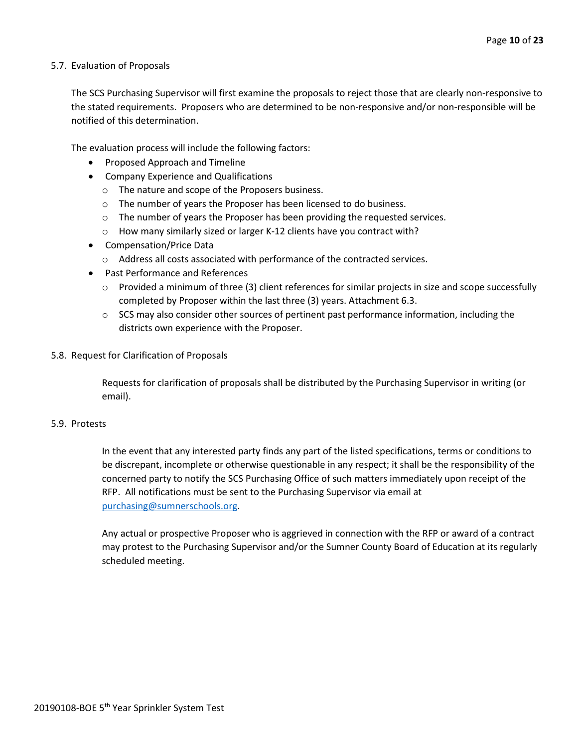## 5.7. Evaluation of Proposals

The SCS Purchasing Supervisor will first examine the proposals to reject those that are clearly non-responsive to the stated requirements. Proposers who are determined to be non-responsive and/or non-responsible will be notified of this determination.

The evaluation process will include the following factors:

- Proposed Approach and Timeline
- Company Experience and Qualifications
  - The nature and scope of the Proposers business.
  - The number of years the Proposer has been licensed to do business.
  - The number of years the Proposer has been providing the requested services.
  - How many similarly sized or larger K-12 clients have you contract with?
- Compensation/Price Data
  - Address all costs associated with performance of the contracted services.
- Past Performance and References
  - Provided a minimum of three (3) client references for similar projects in size and scope successfully completed by Proposer within the last three (3) years. Attachment 6.3.
  - SCS may also consider other sources of pertinent past performance information, including the districts own experience with the Proposer.

## 5.8. Request for Clarification of Proposals

Requests for clarification of proposals shall be distributed by the Purchasing Supervisor in writing (or email).

## 5.9. Protests

In the event that any interested party finds any part of the listed specifications, terms or conditions to be discrepant, incomplete or otherwise questionable in any respect; it shall be the responsibility of the concerned party to notify the SCS Purchasing Office of such matters immediately upon receipt of the RFP. All notifications must be sent to the Purchasing Supervisor via email at purchasing@sumnerschools.org.

Any actual or prospective Proposer who is aggrieved in connection with the RFP or award of a contract may protest to the Purchasing Supervisor and/or the Sumner County Board of Education at its regularly scheduled meeting.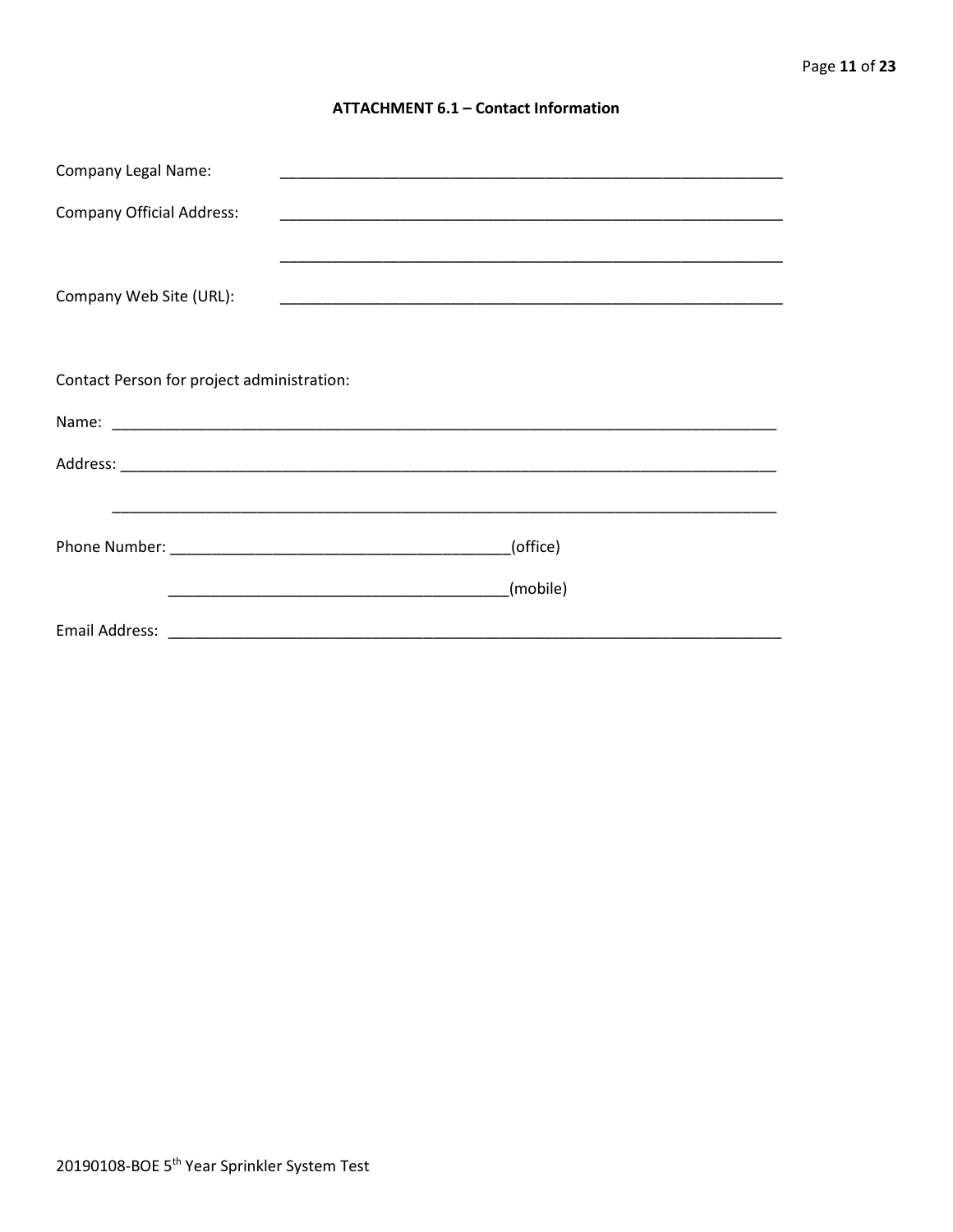## ATTACHMENT 6.1 – Contact Information

Company Legal Name: ____________________________________________________________

Company Official Address: ____________________________________________________________

____________________________________________________________

Company Web Site (URL): ____________________________________________________________

Contact Person for project administration:

Name: ________________________________________________________________________________

Address: ________________________________________________________________________________

________________________________________________________________________________

Phone Number: ________________________________________(office)

________________________________________(mobile)

Email Address: ___________________________________________________________________________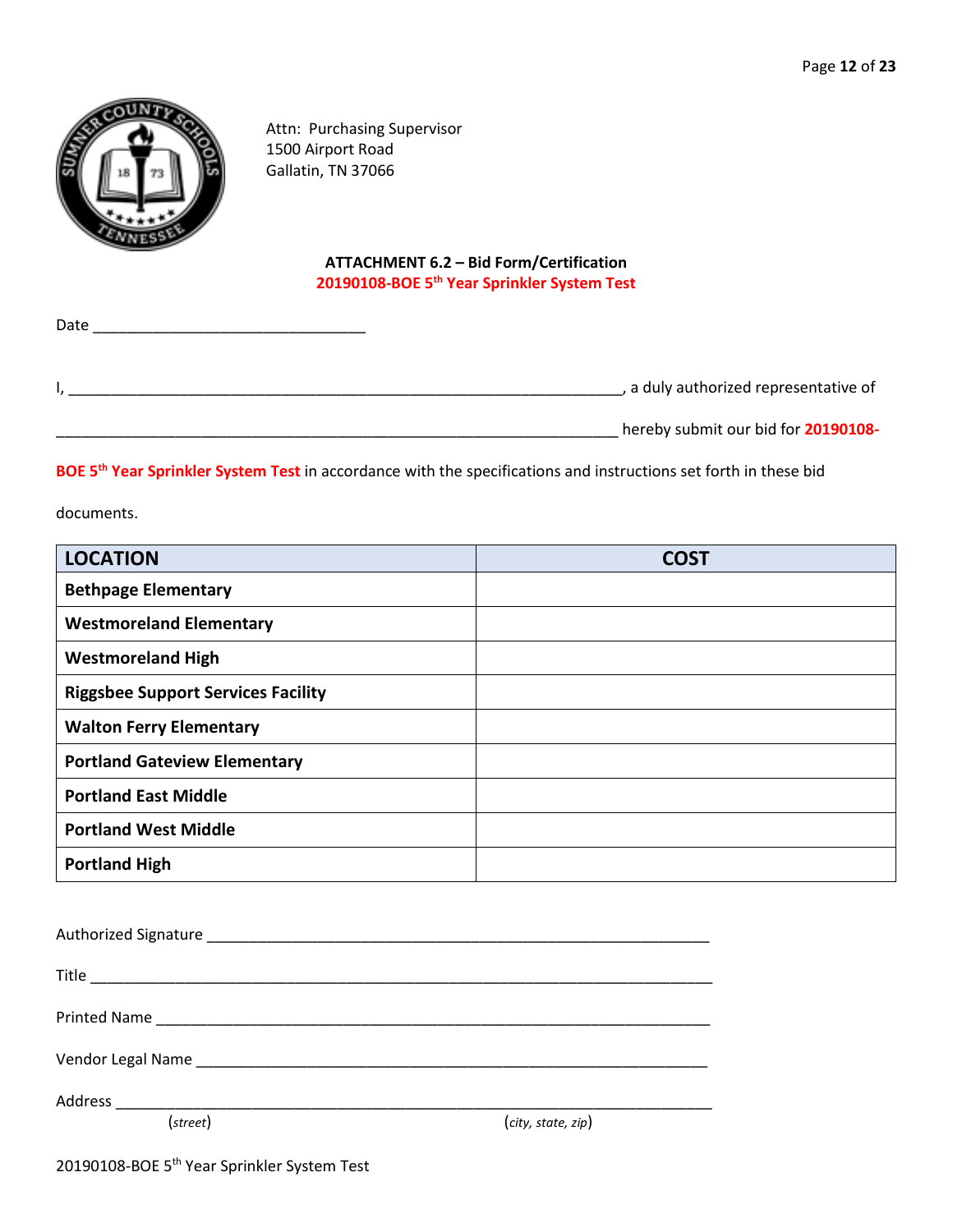Attn: Purchasing Supervisor
1500 Airport Road
Gallatin, TN 37066

**ATTACHMENT 6.2 – Bid Form/Certification**
**20190108-BOE 5th Year Sprinkler System Test**

Date ________________________________

I, ____________________________________________________________________, a duly authorized representative of

____________________________________________________________________ hereby submit our bid for **20190108-BOE 5th Year Sprinkler System Test** in accordance with the specifications and instructions set forth in these bid documents.

| LOCATION | COST |
|---|---|
| **Bethpage Elementary** | |
| **Westmoreland Elementary** | |
| **Westmoreland High** | |
| **Riggsbee Support Services Facility** | |
| **Walton Ferry Elementary** | |
| **Portland Gateview Elementary** | |
| **Portland East Middle** | |
| **Portland West Middle** | |
| **Portland High** | |

Authorized Signature ____________________________________________________________

Title ____________________________________________________________________________

Printed Name ____________________________________________________________________

Vendor Legal Name ______________________________________________________________

Address ________________________________________________________________________
(*street*) (*city, state, zip*)

20190108-BOE 5th Year Sprinkler System Test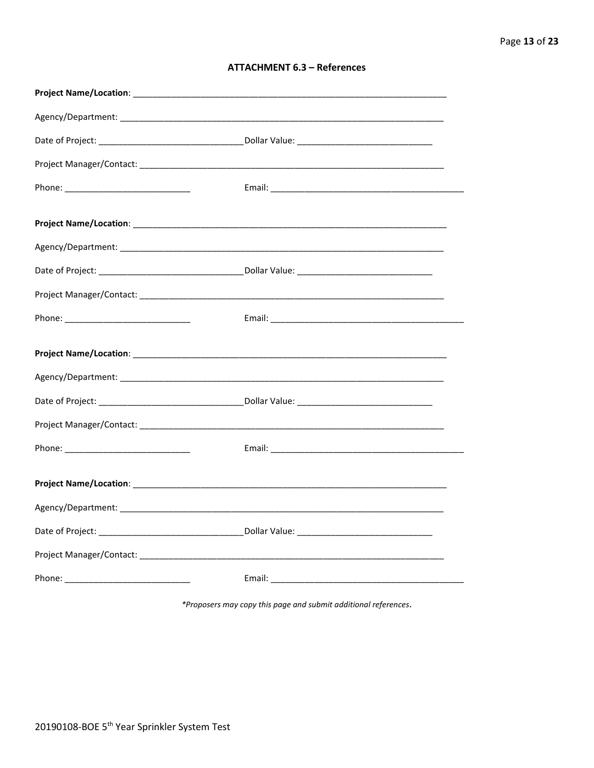## ATTACHMENT 6.3 – References

**Project Name/Location**: ______________________________________________________________________

Agency/Department: ______________________________________________________________________

Date of Project: ______________________________ Dollar Value: ____________________________

Project Manager/Contact: ________________________________________________________________

Phone: __________________________ Email: _________________________________________

**Project Name/Location**: ______________________________________________________________________

Agency/Department: ______________________________________________________________________

Date of Project: ______________________________ Dollar Value: ____________________________

Project Manager/Contact: ________________________________________________________________

Phone: __________________________ Email: _________________________________________

**Project Name/Location**: ______________________________________________________________________

Agency/Department: ______________________________________________________________________

Date of Project: ______________________________ Dollar Value: ____________________________

Project Manager/Contact: ________________________________________________________________

Phone: __________________________ Email: _________________________________________

**Project Name/Location**: ______________________________________________________________________

Agency/Department: ______________________________________________________________________

Date of Project: ______________________________ Dollar Value: ____________________________

Project Manager/Contact: ________________________________________________________________

Phone: __________________________ Email: _________________________________________

*\*Proposers may copy this page and submit additional references*.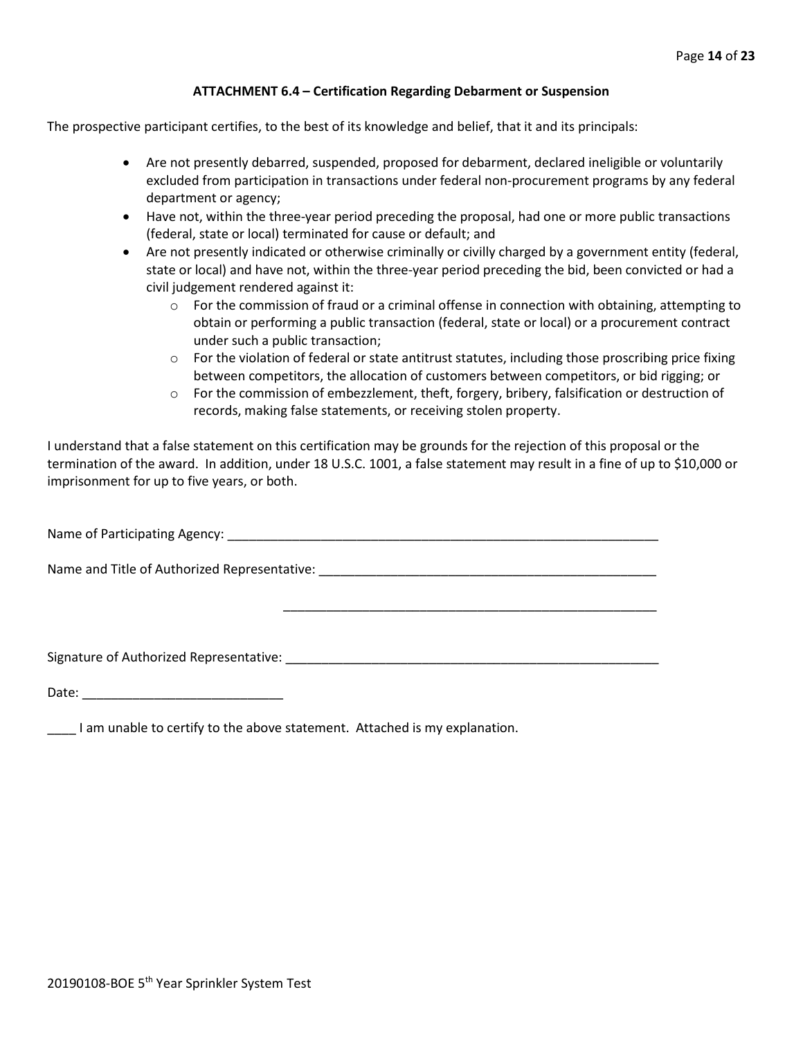### ATTACHMENT 6.4 – Certification Regarding Debarment or Suspension

The prospective participant certifies, to the best of its knowledge and belief, that it and its principals:

- Are not presently debarred, suspended, proposed for debarment, declared ineligible or voluntarily excluded from participation in transactions under federal non-procurement programs by any federal department or agency;
- Have not, within the three-year period preceding the proposal, had one or more public transactions (federal, state or local) terminated for cause or default; and
- Are not presently indicated or otherwise criminally or civilly charged by a government entity (federal, state or local) and have not, within the three-year period preceding the bid, been convicted or had a civil judgement rendered against it:
  - For the commission of fraud or a criminal offense in connection with obtaining, attempting to obtain or performing a public transaction (federal, state or local) or a procurement contract under such a public transaction;
  - For the violation of federal or state antitrust statutes, including those proscribing price fixing between competitors, the allocation of customers between competitors, or bid rigging; or
  - For the commission of embezzlement, theft, forgery, bribery, falsification or destruction of records, making false statements, or receiving stolen property.

I understand that a false statement on this certification may be grounds for the rejection of this proposal or the termination of the award. In addition, under 18 U.S.C. 1001, a false statement may result in a fine of up to $10,000 or imprisonment for up to five years, or both.

Name of Participating Agency: ______________________________________________________________

Name and Title of Authorized Representative: __________________________________________________

__________________________________________________

Signature of Authorized Representative: ______________________________________________________

Date: ____________________________

____ I am unable to certify to the above statement. Attached is my explanation.

20190108-BOE 5th Year Sprinkler System Test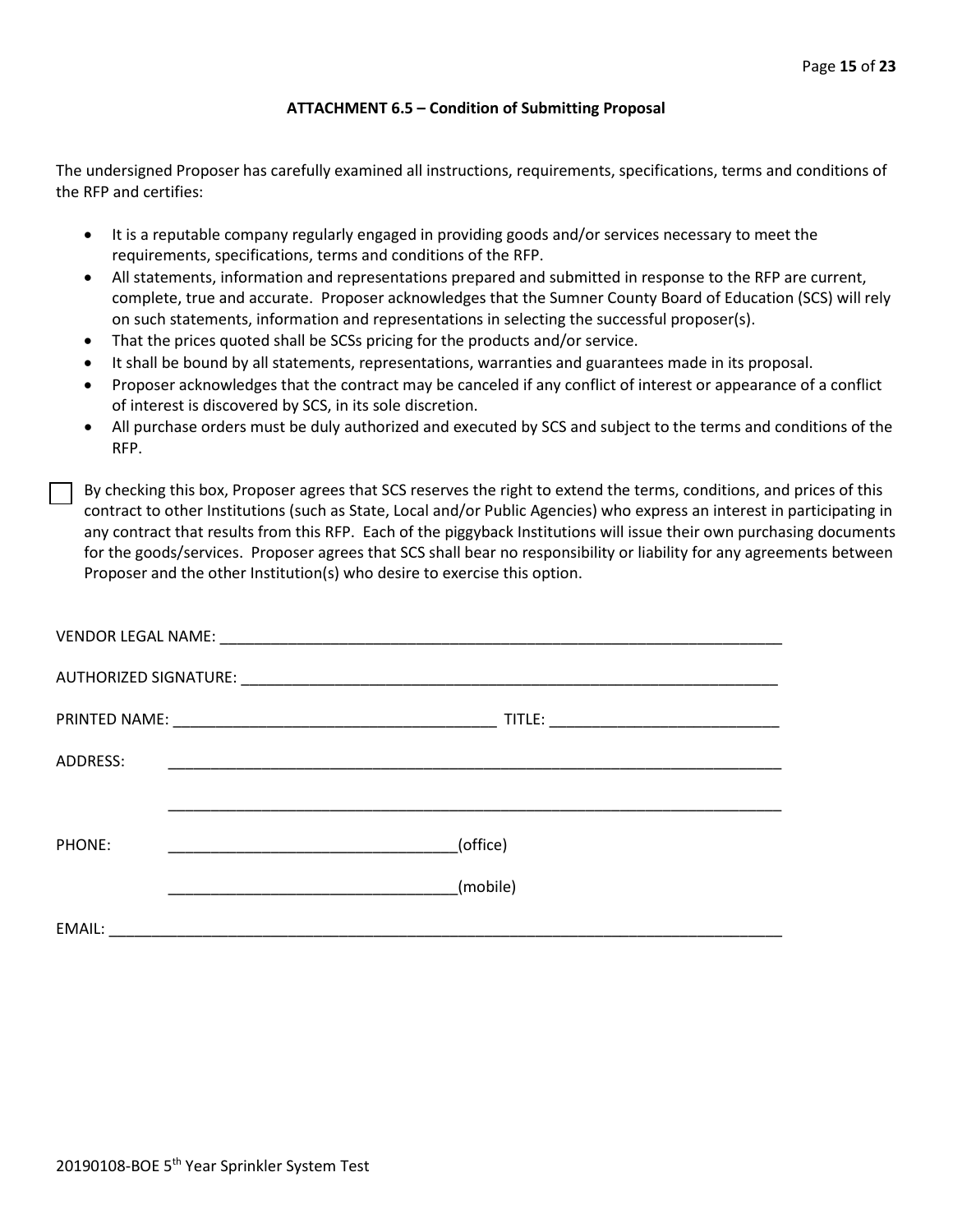### ATTACHMENT 6.5 – Condition of Submitting Proposal

The undersigned Proposer has carefully examined all instructions, requirements, specifications, terms and conditions of the RFP and certifies:

- It is a reputable company regularly engaged in providing goods and/or services necessary to meet the requirements, specifications, terms and conditions of the RFP.
- All statements, information and representations prepared and submitted in response to the RFP are current, complete, true and accurate. Proposer acknowledges that the Sumner County Board of Education (SCS) will rely on such statements, information and representations in selecting the successful proposer(s).
- That the prices quoted shall be SCSs pricing for the products and/or service.
- It shall be bound by all statements, representations, warranties and guarantees made in its proposal.
- Proposer acknowledges that the contract may be canceled if any conflict of interest or appearance of a conflict of interest is discovered by SCS, in its sole discretion.
- All purchase orders must be duly authorized and executed by SCS and subject to the terms and conditions of the RFP.

☐ By checking this box, Proposer agrees that SCS reserves the right to extend the terms, conditions, and prices of this contract to other Institutions (such as State, Local and/or Public Agencies) who express an interest in participating in any contract that results from this RFP. Each of the piggyback Institutions will issue their own purchasing documents for the goods/services. Proposer agrees that SCS shall bear no responsibility or liability for any agreements between Proposer and the other Institution(s) who desire to exercise this option.

VENDOR LEGAL NAME: ____________________________________________________________________

AUTHORIZED SIGNATURE: ________________________________________________________________

PRINTED NAME: ______________________________________ TITLE: ___________________________

ADDRESS: ___________________________________________________________________________

___________________________________________________________________________

PHONE: __________________________________(office)

__________________________________(mobile)

EMAIL: ______________________________________________________________________________

20190108-BOE 5th Year Sprinkler System Test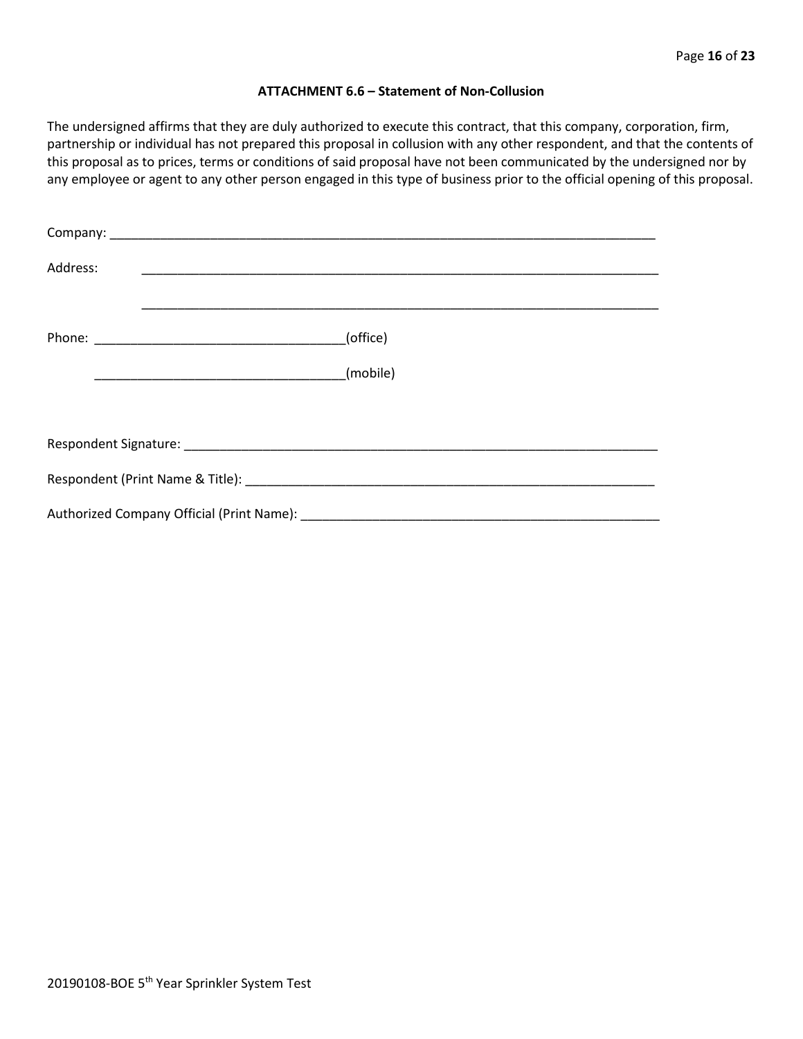### ATTACHMENT 6.6 – Statement of Non-Collusion

The undersigned affirms that they are duly authorized to execute this contract, that this company, corporation, firm, partnership or individual has not prepared this proposal in collusion with any other respondent, and that the contents of this proposal as to prices, terms or conditions of said proposal have not been communicated by the undersigned nor by any employee or agent to any other person engaged in this type of business prior to the official opening of this proposal.

Company: ______________________________________________________________________________

Address: ____________________________________________________________________________

____________________________________________________________________________

Phone: ___________________________________(office)

___________________________________(mobile)

Respondent Signature: ____________________________________________________________________

Respondent (Print Name & Title): ___________________________________________________________

Authorized Company Official (Print Name): ___________________________________________________

20190108-BOE 5th Year Sprinkler System Test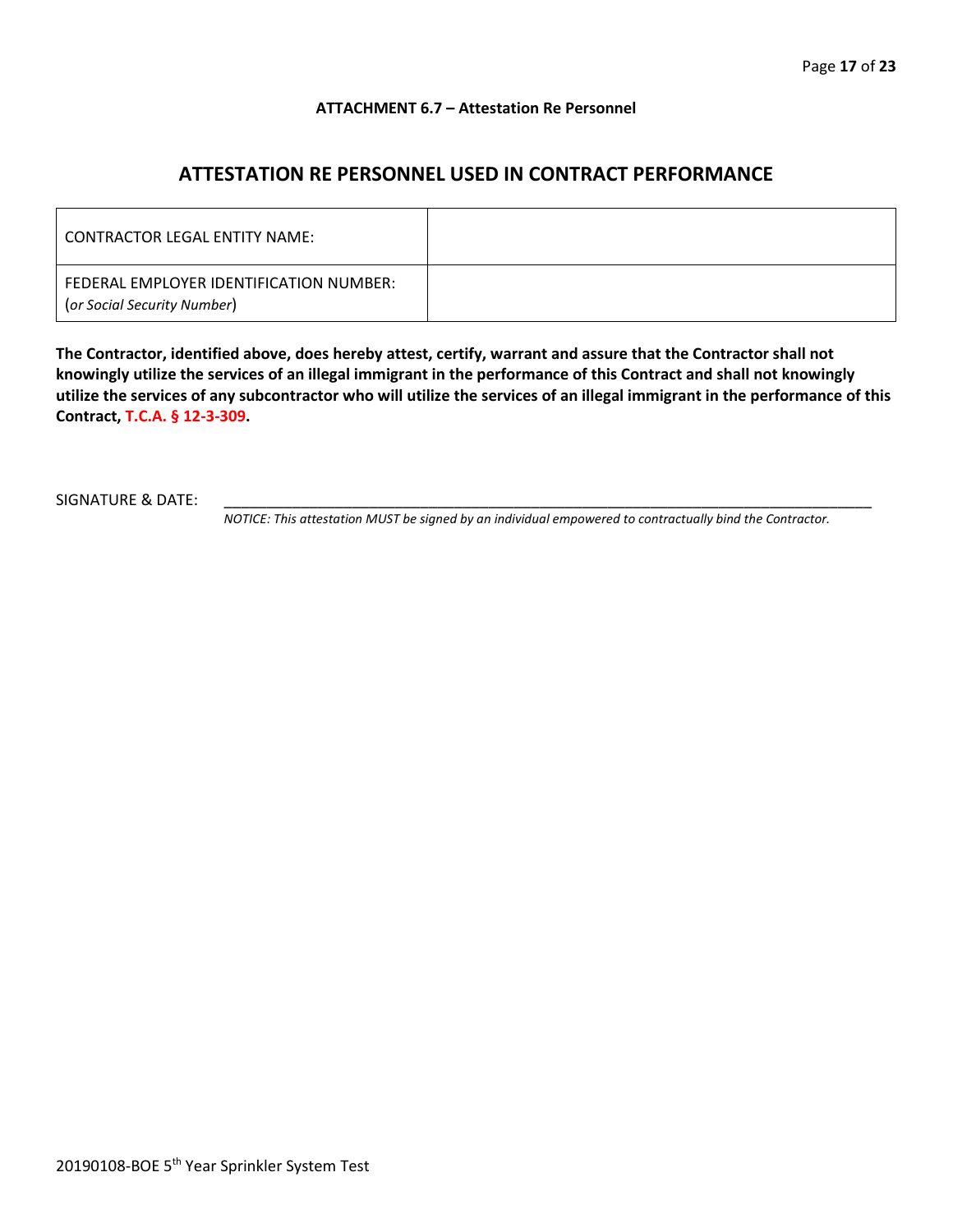**ATTACHMENT 6.7 – Attestation Re Personnel**

## ATTESTATION RE PERSONNEL USED IN CONTRACT PERFORMANCE

| CONTRACTOR LEGAL ENTITY NAME: | |
|---|---|
| FEDERAL EMPLOYER IDENTIFICATION NUMBER: (*or Social Security Number*) | |

**The Contractor, identified above, does hereby attest, certify, warrant and assure that the Contractor shall not knowingly utilize the services of an illegal immigrant in the performance of this Contract and shall not knowingly utilize the services of any subcontractor who will utilize the services of an illegal immigrant in the performance of this Contract, T.C.A. § 12-3-309.**

SIGNATURE & DATE: ______________________________________________________________________________

*NOTICE: This attestation MUST be signed by an individual empowered to contractually bind the Contractor.*

20190108-BOE 5th Year Sprinkler System Test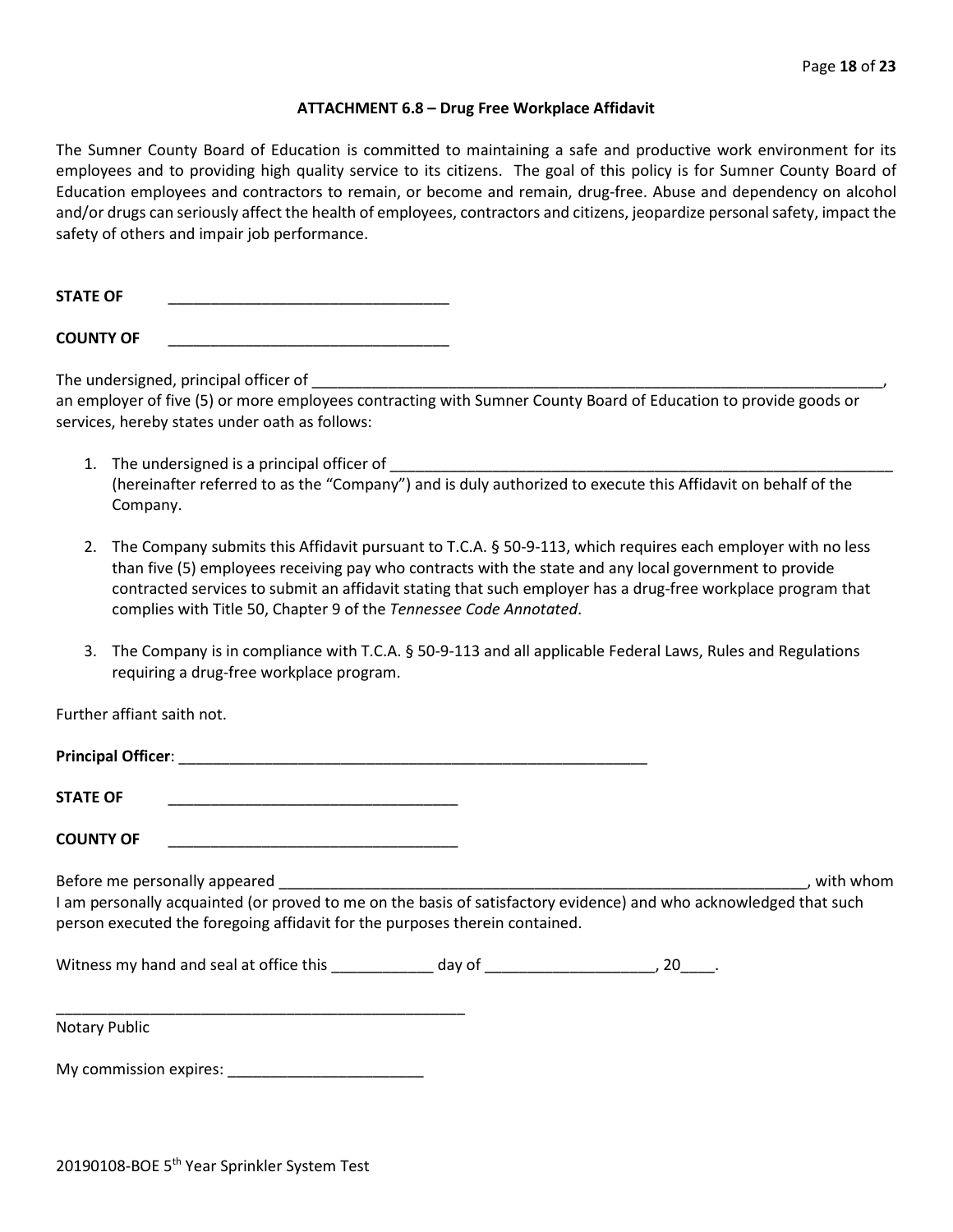## ATTACHMENT 6.8 – Drug Free Workplace Affidavit

The Sumner County Board of Education is committed to maintaining a safe and productive work environment for its employees and to providing high quality service to its citizens. The goal of this policy is for Sumner County Board of Education employees and contractors to remain, or become and remain, drug-free. Abuse and dependency on alcohol and/or drugs can seriously affect the health of employees, contractors and citizens, jeopardize personal safety, impact the safety of others and impair job performance.

**STATE OF** ________________________________

**COUNTY OF** ________________________________

The undersigned, principal officer of ______________________________________________________________________, an employer of five (5) or more employees contracting with Sumner County Board of Education to provide goods or services, hereby states under oath as follows:

1. The undersigned is a principal officer of ____________________________________________________________ (hereinafter referred to as the "Company") and is duly authorized to execute this Affidavit on behalf of the Company.

2. The Company submits this Affidavit pursuant to T.C.A. § 50-9-113, which requires each employer with no less than five (5) employees receiving pay who contracts with the state and any local government to provide contracted services to submit an affidavit stating that such employer has a drug-free workplace program that complies with Title 50, Chapter 9 of the *Tennessee Code Annotated*.

3. The Company is in compliance with T.C.A. § 50-9-113 and all applicable Federal Laws, Rules and Regulations requiring a drug-free workplace program.

Further affiant saith not.

**Principal Officer**: ______________________________________________________

**STATE OF** __________________________________

**COUNTY OF** __________________________________

Before me personally appeared _________________________________________________________________, with whom I am personally acquainted (or proved to me on the basis of satisfactory evidence) and who acknowledged that such person executed the foregoing affidavit for the purposes therein contained.

Witness my hand and seal at office this ____________ day of ____________________, 20____.

__________________________________________________

Notary Public

My commission expires: _______________________

20190108-BOE 5th Year Sprinkler System Test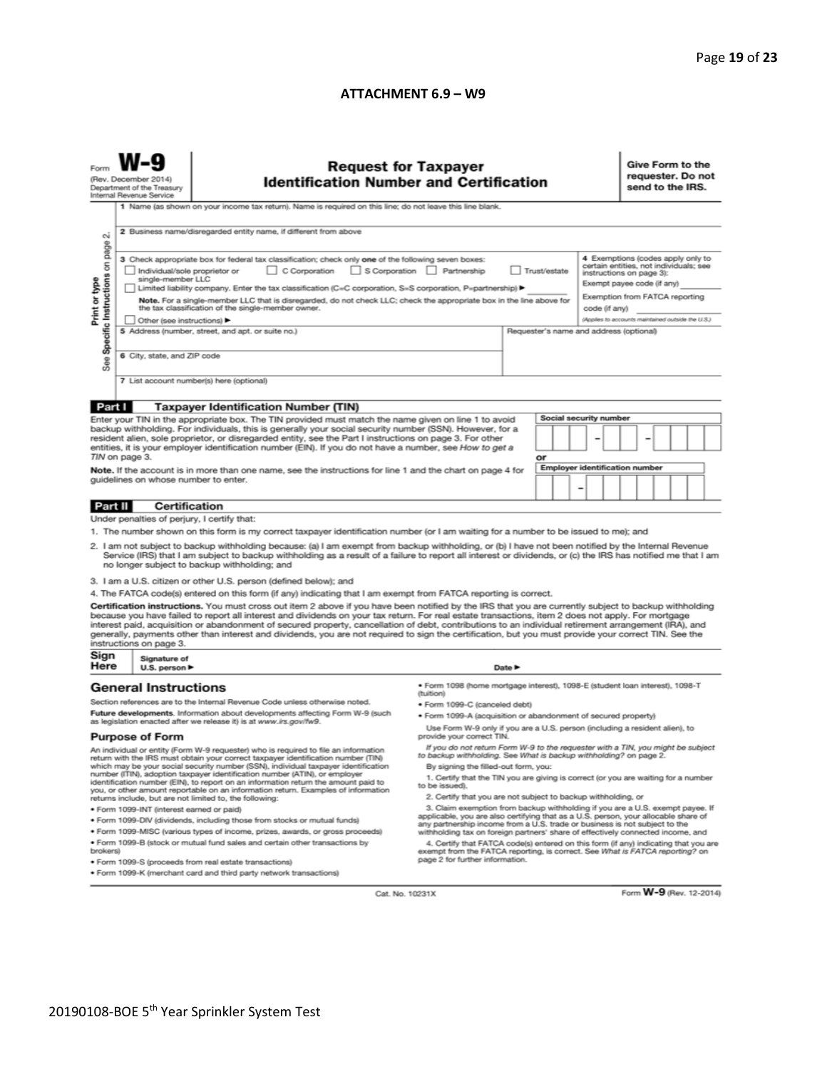## ATTACHMENT 6.9 – W9

Form **W-9**
(Rev. December 2014)
Department of the Treasury
Internal Revenue Service

# Request for Taxpayer Identification Number and Certification

**Give Form to the requester. Do not send to the IRS.**

Print or type
See Specific Instructions on page 2.

1 Name (as shown on your income tax return). Name is required on this line; do not leave this line blank.

2 Business name/disregarded entity name, if different from above

3 Check appropriate box for federal tax classification; check only **one** of the following seven boxes:

☐ Individual/sole proprietor or single-member LLC ☐ C Corporation ☐ S Corporation ☐ Partnership ☐ Trust/estate

☐ Limited liability company. Enter the tax classification (C=C corporation, S=S corporation, P=partnership) ▶ ________

**Note.** For a single-member LLC that is disregarded, do not check LLC; check the appropriate box in the line above for the tax classification of the single-member owner.

☐ Other (see instructions) ▶

4 Exemptions (codes apply only to certain entities, not individuals; see instructions on page 3):

Exempt payee code (if any) ________

Exemption from FATCA reporting code (if any) ________

(Applies to accounts maintained outside the U.S.)

5 Address (number, street, and apt. or suite no.)

Requester's name and address (optional)

6 City, state, and ZIP code

7 List account number(s) here (optional)

## Part I Taxpayer Identification Number (TIN)

Enter your TIN in the appropriate box. The TIN provided must match the name given on line 1 to avoid backup withholding. For individuals, this is generally your social security number (SSN). However, for a resident alien, sole proprietor, or disregarded entity, see the Part I instructions on page 3. For other entities, it is your employer identification number (EIN). If you do not have a number, see *How to get a TIN* on page 3.

**Note.** If the account is in more than one name, see the instructions for line 1 and the chart on page 4 for guidelines on whose number to enter.

Social security number

\_ \_ \_ – \_ \_ – \_ \_ \_ \_

or

Employer identification number

\_ \_ – \_ \_ \_ \_ \_ \_ \_

## Part II Certification

Under penalties of perjury, I certify that:

1. The number shown on this form is my correct taxpayer identification number (or I am waiting for a number to be issued to me); and
2. I am not subject to backup withholding because: (a) I am exempt from backup withholding, or (b) I have not been notified by the Internal Revenue Service (IRS) that I am subject to backup withholding as a result of a failure to report all interest or dividends, or (c) the IRS has notified me that I am no longer subject to backup withholding; and
3. I am a U.S. citizen or other U.S. person (defined below); and
4. The FATCA code(s) entered on this form (if any) indicating that I am exempt from FATCA reporting is correct.

**Certification instructions.** You must cross out item 2 above if you have been notified by the IRS that you are currently subject to backup withholding because you have failed to report all interest and dividends on your tax return. For real estate transactions, item 2 does not apply. For mortgage interest paid, acquisition or abandonment of secured property, cancellation of debt, contributions to an individual retirement arrangement (IRA), and generally, payments other than interest and dividends, you are not required to sign the certification, but you must provide your correct TIN. See the instructions on page 3.

**Sign Here** Signature of U.S. person ▶ Date ▶

## General Instructions

Section references are to the Internal Revenue Code unless otherwise noted.

**Future developments.** Information about developments affecting Form W-9 (such as legislation enacted after we release it) is at *www.irs.gov/fw9*.

### Purpose of Form

An individual or entity (Form W-9 requester) who is required to file an information return with the IRS must obtain your correct taxpayer identification number (TIN) which may be your social security number (SSN), individual taxpayer identification number (ITIN), adoption taxpayer identification number (ATIN), or employer identification number (EIN), to report on an information return the amount paid to you, or other amount reportable on an information return. Examples of information returns include, but are not limited to, the following:

- Form 1099-INT (interest earned or paid)
- Form 1099-DIV (dividends, including those from stocks or mutual funds)
- Form 1099-MISC (various types of income, prizes, awards, or gross proceeds)
- Form 1099-B (stock or mutual fund sales and certain other transactions by brokers)
- Form 1099-S (proceeds from real estate transactions)
- Form 1099-K (merchant card and third party network transactions)
- Form 1098 (home mortgage interest), 1098-E (student loan interest), 1098-T (tuition)
- Form 1099-C (canceled debt)
- Form 1099-A (acquisition or abandonment of secured property)

Use Form W-9 only if you are a U.S. person (including a resident alien), to provide your correct TIN.

*If you do not return Form W-9 to the requester with a TIN, you might be subject to backup withholding. See What is backup withholding? on page 2.*

By signing the filled-out form, you:

1. Certify that the TIN you are giving is correct (or you are waiting for a number to be issued),
2. Certify that you are not subject to backup withholding, or
3. Claim exemption from backup withholding if you are a U.S. exempt payee. If applicable, you are also certifying that as a U.S. person, your allocable share of any partnership income from a U.S. trade or business is not subject to the withholding tax on foreign partners' share of effectively connected income, and
4. Certify that FATCA code(s) entered on this form (if any) indicating that you are exempt from the FATCA reporting, is correct. See *What is FATCA reporting?* on page 2 for further information.

Cat. No. 10231X

Form **W-9** (Rev. 12-2014)

20190108-BOE 5th Year Sprinkler System Test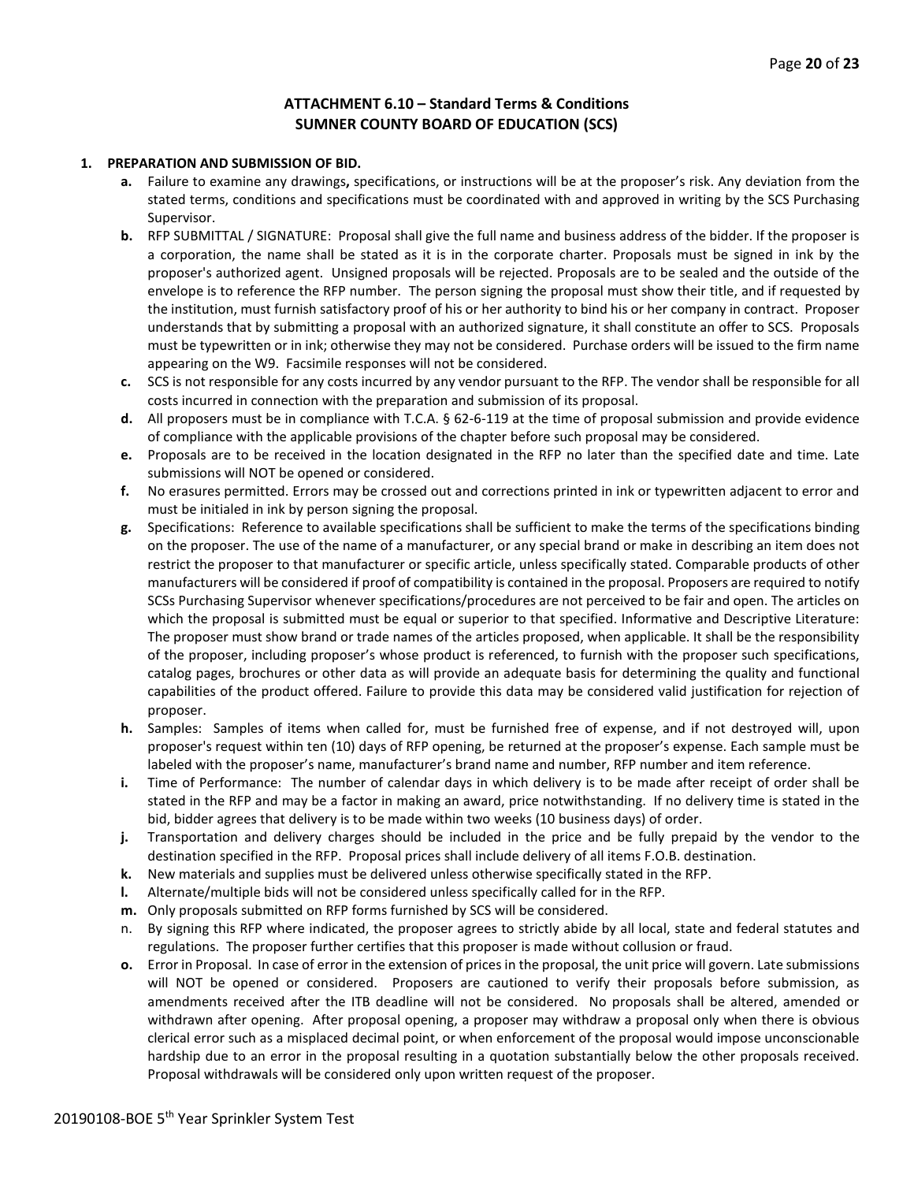## ATTACHMENT 6.10 – Standard Terms & Conditions
## SUMNER COUNTY BOARD OF EDUCATION (SCS)

**1. PREPARATION AND SUBMISSION OF BID.**

- **a.** Failure to examine any drawings**,** specifications, or instructions will be at the proposer's risk. Any deviation from the stated terms, conditions and specifications must be coordinated with and approved in writing by the SCS Purchasing Supervisor.
- **b.** RFP SUBMITTAL / SIGNATURE: Proposal shall give the full name and business address of the bidder. If the proposer is a corporation, the name shall be stated as it is in the corporate charter. Proposals must be signed in ink by the proposer's authorized agent. Unsigned proposals will be rejected. Proposals are to be sealed and the outside of the envelope is to reference the RFP number. The person signing the proposal must show their title, and if requested by the institution, must furnish satisfactory proof of his or her authority to bind his or her company in contract. Proposer understands that by submitting a proposal with an authorized signature, it shall constitute an offer to SCS. Proposals must be typewritten or in ink; otherwise they may not be considered. Purchase orders will be issued to the firm name appearing on the W9. Facsimile responses will not be considered.
- **c.** SCS is not responsible for any costs incurred by any vendor pursuant to the RFP. The vendor shall be responsible for all costs incurred in connection with the preparation and submission of its proposal.
- **d.** All proposers must be in compliance with T.C.A. § 62-6-119 at the time of proposal submission and provide evidence of compliance with the applicable provisions of the chapter before such proposal may be considered.
- **e.** Proposals are to be received in the location designated in the RFP no later than the specified date and time. Late submissions will NOT be opened or considered.
- **f.** No erasures permitted. Errors may be crossed out and corrections printed in ink or typewritten adjacent to error and must be initialed in ink by person signing the proposal.
- **g.** Specifications: Reference to available specifications shall be sufficient to make the terms of the specifications binding on the proposer. The use of the name of a manufacturer, or any special brand or make in describing an item does not restrict the proposer to that manufacturer or specific article, unless specifically stated. Comparable products of other manufacturers will be considered if proof of compatibility is contained in the proposal. Proposers are required to notify SCSs Purchasing Supervisor whenever specifications/procedures are not perceived to be fair and open. The articles on which the proposal is submitted must be equal or superior to that specified. Informative and Descriptive Literature: The proposer must show brand or trade names of the articles proposed, when applicable. It shall be the responsibility of the proposer, including proposer's whose product is referenced, to furnish with the proposer such specifications, catalog pages, brochures or other data as will provide an adequate basis for determining the quality and functional capabilities of the product offered. Failure to provide this data may be considered valid justification for rejection of proposer.
- **h.** Samples: Samples of items when called for, must be furnished free of expense, and if not destroyed will, upon proposer's request within ten (10) days of RFP opening, be returned at the proposer's expense. Each sample must be labeled with the proposer's name, manufacturer's brand name and number, RFP number and item reference.
- **i.** Time of Performance: The number of calendar days in which delivery is to be made after receipt of order shall be stated in the RFP and may be a factor in making an award, price notwithstanding. If no delivery time is stated in the bid, bidder agrees that delivery is to be made within two weeks (10 business days) of order.
- **j.** Transportation and delivery charges should be included in the price and be fully prepaid by the vendor to the destination specified in the RFP. Proposal prices shall include delivery of all items F.O.B. destination.
- **k.** New materials and supplies must be delivered unless otherwise specifically stated in the RFP.
- **l.** Alternate/multiple bids will not be considered unless specifically called for in the RFP.
- **m.** Only proposals submitted on RFP forms furnished by SCS will be considered.
- n. By signing this RFP where indicated, the proposer agrees to strictly abide by all local, state and federal statutes and regulations. The proposer further certifies that this proposer is made without collusion or fraud.
- **o.** Error in Proposal. In case of error in the extension of prices in the proposal, the unit price will govern. Late submissions will NOT be opened or considered. Proposers are cautioned to verify their proposals before submission, as amendments received after the ITB deadline will not be considered. No proposals shall be altered, amended or withdrawn after opening. After proposal opening, a proposer may withdraw a proposal only when there is obvious clerical error such as a misplaced decimal point, or when enforcement of the proposal would impose unconscionable hardship due to an error in the proposal resulting in a quotation substantially below the other proposals received. Proposal withdrawals will be considered only upon written request of the proposer.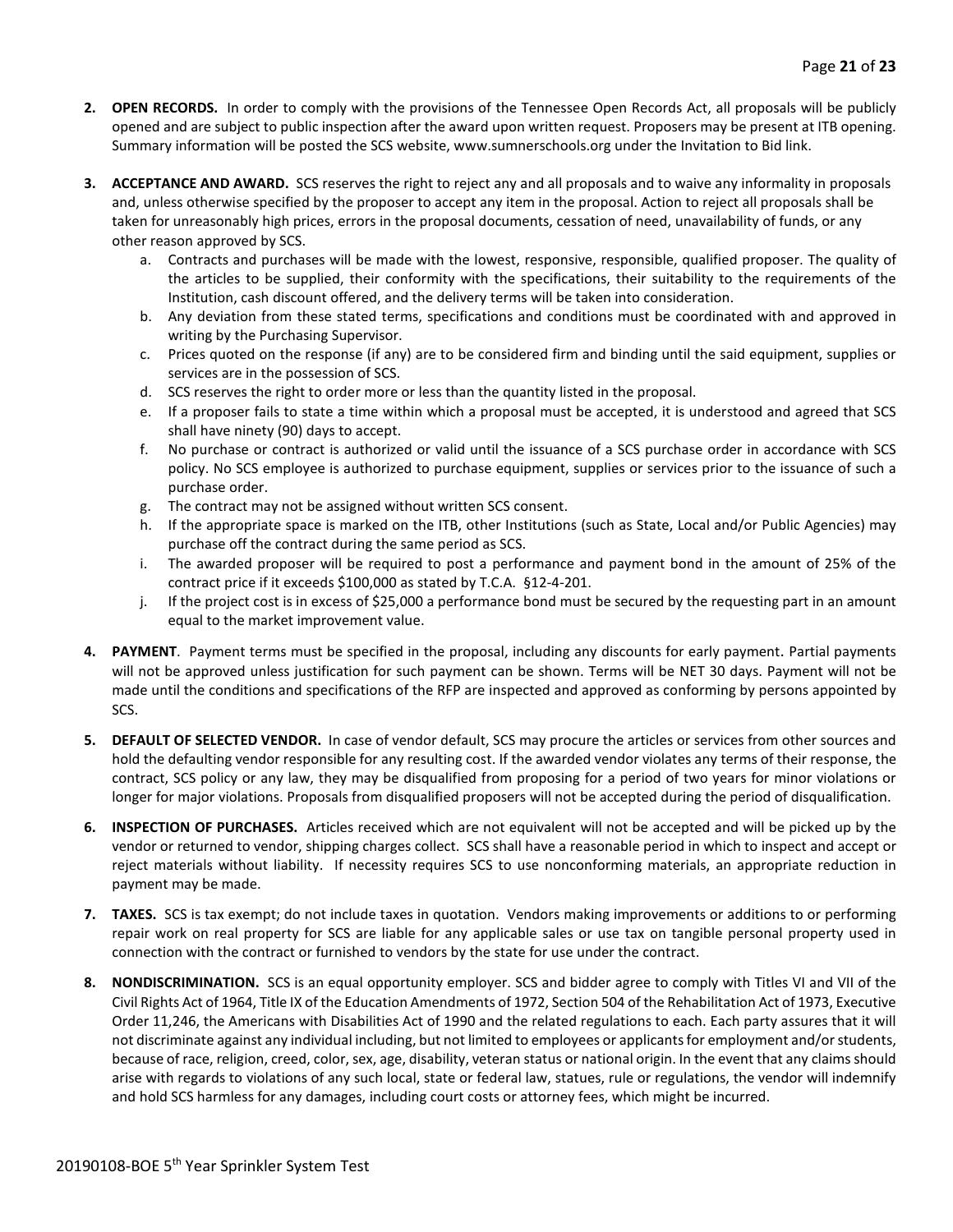2. **OPEN RECORDS.** In order to comply with the provisions of the Tennessee Open Records Act, all proposals will be publicly opened and are subject to public inspection after the award upon written request. Proposers may be present at ITB opening. Summary information will be posted the SCS website, www.sumnerschools.org under the Invitation to Bid link.

3. **ACCEPTANCE AND AWARD.** SCS reserves the right to reject any and all proposals and to waive any informality in proposals and, unless otherwise specified by the proposer to accept any item in the proposal. Action to reject all proposals shall be taken for unreasonably high prices, errors in the proposal documents, cessation of need, unavailability of funds, or any other reason approved by SCS.
   a. Contracts and purchases will be made with the lowest, responsive, responsible, qualified proposer. The quality of the articles to be supplied, their conformity with the specifications, their suitability to the requirements of the Institution, cash discount offered, and the delivery terms will be taken into consideration.
   b. Any deviation from these stated terms, specifications and conditions must be coordinated with and approved in writing by the Purchasing Supervisor.
   c. Prices quoted on the response (if any) are to be considered firm and binding until the said equipment, supplies or services are in the possession of SCS.
   d. SCS reserves the right to order more or less than the quantity listed in the proposal.
   e. If a proposer fails to state a time within which a proposal must be accepted, it is understood and agreed that SCS shall have ninety (90) days to accept.
   f. No purchase or contract is authorized or valid until the issuance of a SCS purchase order in accordance with SCS policy. No SCS employee is authorized to purchase equipment, supplies or services prior to the issuance of such a purchase order.
   g. The contract may not be assigned without written SCS consent.
   h. If the appropriate space is marked on the ITB, other Institutions (such as State, Local and/or Public Agencies) may purchase off the contract during the same period as SCS.
   i. The awarded proposer will be required to post a performance and payment bond in the amount of 25% of the contract price if it exceeds $100,000 as stated by T.C.A. §12-4-201.
   j. If the project cost is in excess of $25,000 a performance bond must be secured by the requesting part in an amount equal to the market improvement value.

4. **PAYMENT**. Payment terms must be specified in the proposal, including any discounts for early payment. Partial payments will not be approved unless justification for such payment can be shown. Terms will be NET 30 days. Payment will not be made until the conditions and specifications of the RFP are inspected and approved as conforming by persons appointed by SCS.

5. **DEFAULT OF SELECTED VENDOR.** In case of vendor default, SCS may procure the articles or services from other sources and hold the defaulting vendor responsible for any resulting cost. If the awarded vendor violates any terms of their response, the contract, SCS policy or any law, they may be disqualified from proposing for a period of two years for minor violations or longer for major violations. Proposals from disqualified proposers will not be accepted during the period of disqualification.

6. **INSPECTION OF PURCHASES.** Articles received which are not equivalent will not be accepted and will be picked up by the vendor or returned to vendor, shipping charges collect. SCS shall have a reasonable period in which to inspect and accept or reject materials without liability. If necessity requires SCS to use nonconforming materials, an appropriate reduction in payment may be made.

7. **TAXES.** SCS is tax exempt; do not include taxes in quotation. Vendors making improvements or additions to or performing repair work on real property for SCS are liable for any applicable sales or use tax on tangible personal property used in connection with the contract or furnished to vendors by the state for use under the contract.

8. **NONDISCRIMINATION.** SCS is an equal opportunity employer. SCS and bidder agree to comply with Titles VI and VII of the Civil Rights Act of 1964, Title IX of the Education Amendments of 1972, Section 504 of the Rehabilitation Act of 1973, Executive Order 11,246, the Americans with Disabilities Act of 1990 and the related regulations to each. Each party assures that it will not discriminate against any individual including, but not limited to employees or applicants for employment and/or students, because of race, religion, creed, color, sex, age, disability, veteran status or national origin. In the event that any claims should arise with regards to violations of any such local, state or federal law, statues, rule or regulations, the vendor will indemnify and hold SCS harmless for any damages, including court costs or attorney fees, which might be incurred.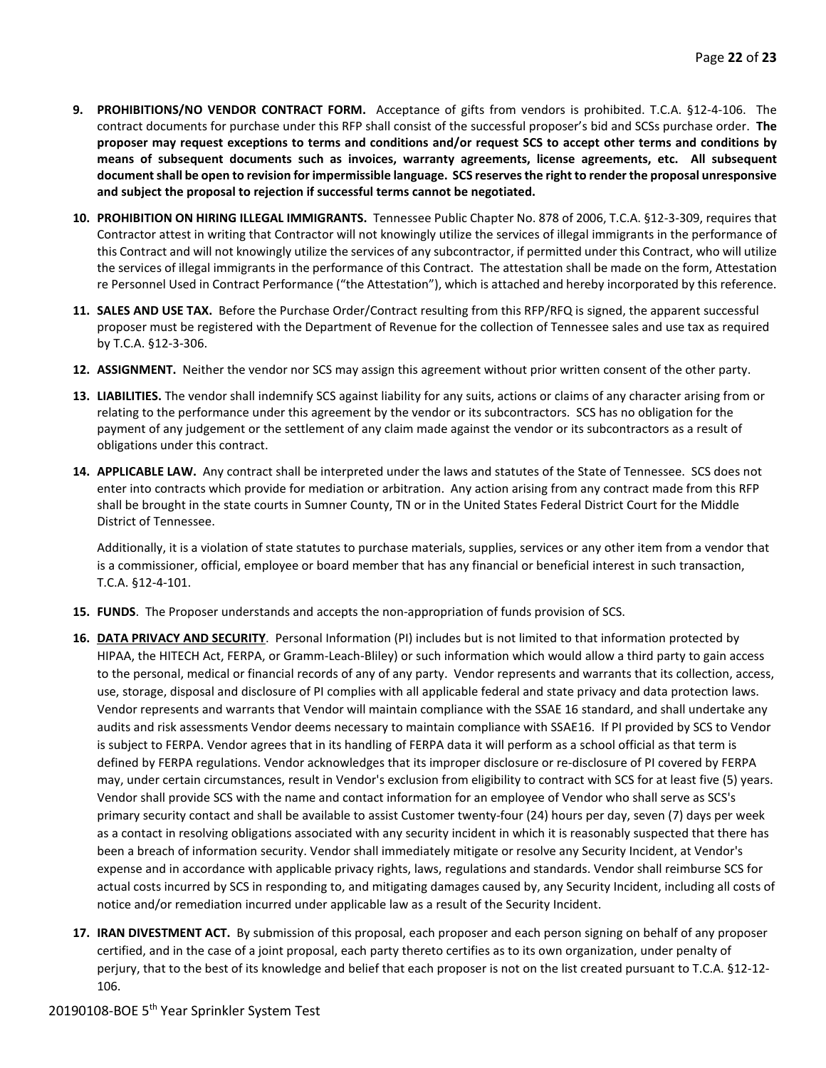9. **PROHIBITIONS/NO VENDOR CONTRACT FORM.** Acceptance of gifts from vendors is prohibited. T.C.A. §12-4-106. The contract documents for purchase under this RFP shall consist of the successful proposer's bid and SCSs purchase order. **The proposer may request exceptions to terms and conditions and/or request SCS to accept other terms and conditions by means of subsequent documents such as invoices, warranty agreements, license agreements, etc. All subsequent document shall be open to revision for impermissible language. SCS reserves the right to render the proposal unresponsive and subject the proposal to rejection if successful terms cannot be negotiated.**

10. **PROHIBITION ON HIRING ILLEGAL IMMIGRANTS.** Tennessee Public Chapter No. 878 of 2006, T.C.A. §12-3-309, requires that Contractor attest in writing that Contractor will not knowingly utilize the services of illegal immigrants in the performance of this Contract and will not knowingly utilize the services of any subcontractor, if permitted under this Contract, who will utilize the services of illegal immigrants in the performance of this Contract. The attestation shall be made on the form, Attestation re Personnel Used in Contract Performance ("the Attestation"), which is attached and hereby incorporated by this reference.

11. **SALES AND USE TAX.** Before the Purchase Order/Contract resulting from this RFP/RFQ is signed, the apparent successful proposer must be registered with the Department of Revenue for the collection of Tennessee sales and use tax as required by T.C.A. §12-3-306.

12. **ASSIGNMENT.** Neither the vendor nor SCS may assign this agreement without prior written consent of the other party.

13. **LIABILITIES.** The vendor shall indemnify SCS against liability for any suits, actions or claims of any character arising from or relating to the performance under this agreement by the vendor or its subcontractors. SCS has no obligation for the payment of any judgement or the settlement of any claim made against the vendor or its subcontractors as a result of obligations under this contract.

14. **APPLICABLE LAW.** Any contract shall be interpreted under the laws and statutes of the State of Tennessee. SCS does not enter into contracts which provide for mediation or arbitration. Any action arising from any contract made from this RFP shall be brought in the state courts in Sumner County, TN or in the United States Federal District Court for the Middle District of Tennessee.

    Additionally, it is a violation of state statutes to purchase materials, supplies, services or any other item from a vendor that is a commissioner, official, employee or board member that has any financial or beneficial interest in such transaction, T.C.A. §12-4-101.

15. **FUNDS**. The Proposer understands and accepts the non-appropriation of funds provision of SCS.

16. **DATA PRIVACY AND SECURITY**. Personal Information (PI) includes but is not limited to that information protected by HIPAA, the HITECH Act, FERPA, or Gramm-Leach-Bliley) or such information which would allow a third party to gain access to the personal, medical or financial records of any of any party. Vendor represents and warrants that its collection, access, use, storage, disposal and disclosure of PI complies with all applicable federal and state privacy and data protection laws. Vendor represents and warrants that Vendor will maintain compliance with the SSAE 16 standard, and shall undertake any audits and risk assessments Vendor deems necessary to maintain compliance with SSAE16. If PI provided by SCS to Vendor is subject to FERPA. Vendor agrees that in its handling of FERPA data it will perform as a school official as that term is defined by FERPA regulations. Vendor acknowledges that its improper disclosure or re-disclosure of PI covered by FERPA may, under certain circumstances, result in Vendor's exclusion from eligibility to contract with SCS for at least five (5) years. Vendor shall provide SCS with the name and contact information for an employee of Vendor who shall serve as SCS's primary security contact and shall be available to assist Customer twenty-four (24) hours per day, seven (7) days per week as a contact in resolving obligations associated with any security incident in which it is reasonably suspected that there has been a breach of information security. Vendor shall immediately mitigate or resolve any Security Incident, at Vendor's expense and in accordance with applicable privacy rights, laws, regulations and standards. Vendor shall reimburse SCS for actual costs incurred by SCS in responding to, and mitigating damages caused by, any Security Incident, including all costs of notice and/or remediation incurred under applicable law as a result of the Security Incident.

17. **IRAN DIVESTMENT ACT.** By submission of this proposal, each proposer and each person signing on behalf of any proposer certified, and in the case of a joint proposal, each party thereto certifies as to its own organization, under penalty of perjury, that to the best of its knowledge and belief that each proposer is not on the list created pursuant to T.C.A. §12-12-106.

20190108-BOE 5th Year Sprinkler System Test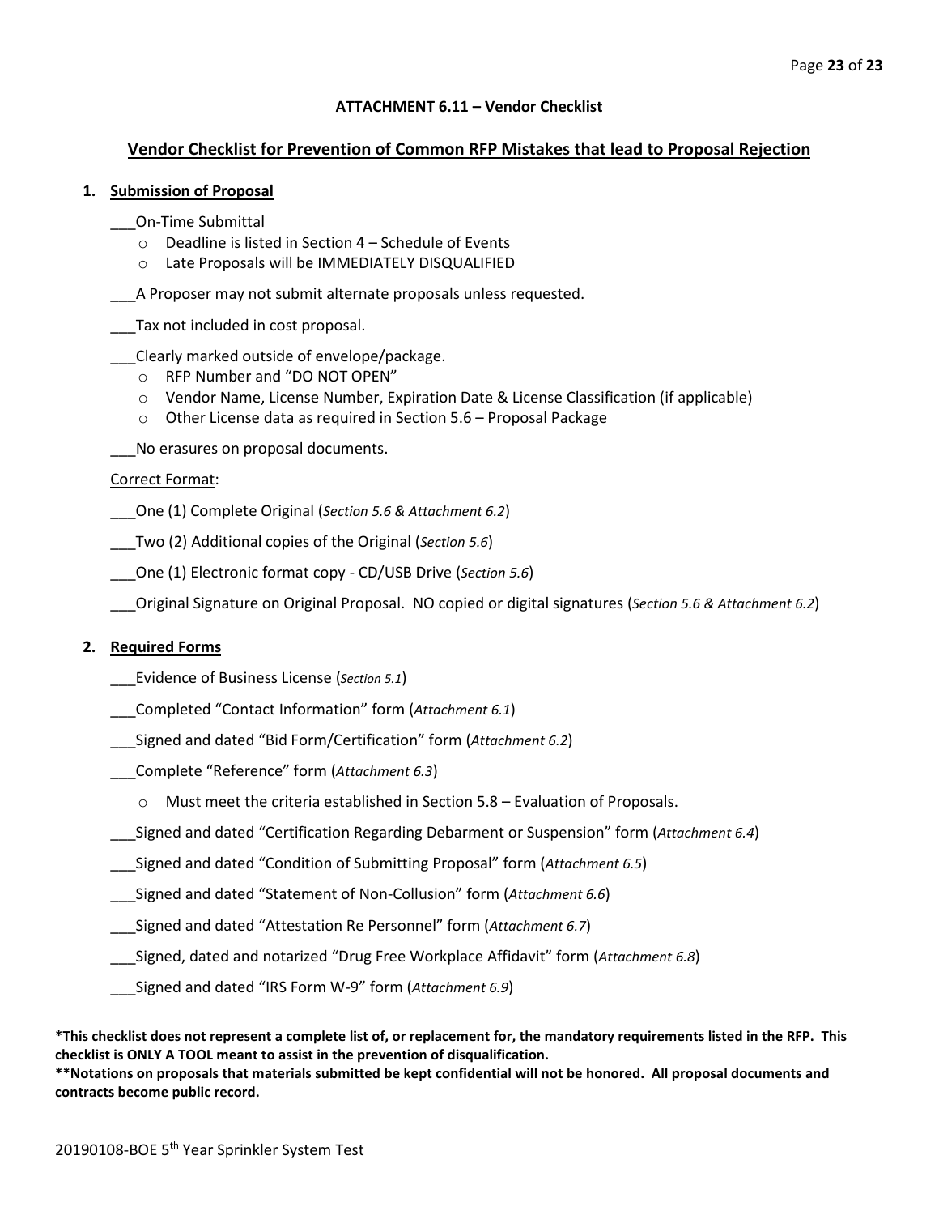**ATTACHMENT 6.11 – Vendor Checklist**

## Vendor Checklist for Prevention of Common RFP Mistakes that lead to Proposal Rejection

**1. Submission of Proposal**

___On-Time Submittal

- Deadline is listed in Section 4 – Schedule of Events
- Late Proposals will be IMMEDIATELY DISQUALIFIED

___A Proposer may not submit alternate proposals unless requested.

___Tax not included in cost proposal.

___Clearly marked outside of envelope/package.

- RFP Number and "DO NOT OPEN"
- Vendor Name, License Number, Expiration Date & License Classification (if applicable)
- Other License data as required in Section 5.6 – Proposal Package

___No erasures on proposal documents.

Correct Format:

___One (1) Complete Original (*Section 5.6 & Attachment 6.2*)

___Two (2) Additional copies of the Original (*Section 5.6*)

___One (1) Electronic format copy - CD/USB Drive (*Section 5.6*)

___Original Signature on Original Proposal. NO copied or digital signatures (*Section 5.6 & Attachment 6.2*)

**2. Required Forms**

___Evidence of Business License (*Section 5.1*)

___Completed "Contact Information" form (*Attachment 6.1*)

___Signed and dated "Bid Form/Certification" form (*Attachment 6.2*)

___Complete "Reference" form (*Attachment 6.3*)

- Must meet the criteria established in Section 5.8 – Evaluation of Proposals.

___Signed and dated "Certification Regarding Debarment or Suspension" form (*Attachment 6.4*)

___Signed and dated "Condition of Submitting Proposal" form (*Attachment 6.5*)

___Signed and dated "Statement of Non-Collusion" form (*Attachment 6.6*)

___Signed and dated "Attestation Re Personnel" form (*Attachment 6.7*)

___Signed, dated and notarized "Drug Free Workplace Affidavit" form (*Attachment 6.8*)

___Signed and dated "IRS Form W-9" form (*Attachment 6.9*)

**\*This checklist does not represent a complete list of, or replacement for, the mandatory requirements listed in the RFP. This checklist is ONLY A TOOL meant to assist in the prevention of disqualification.**

**\*\*Notations on proposals that materials submitted be kept confidential will not be honored. All proposal documents and contracts become public record.**